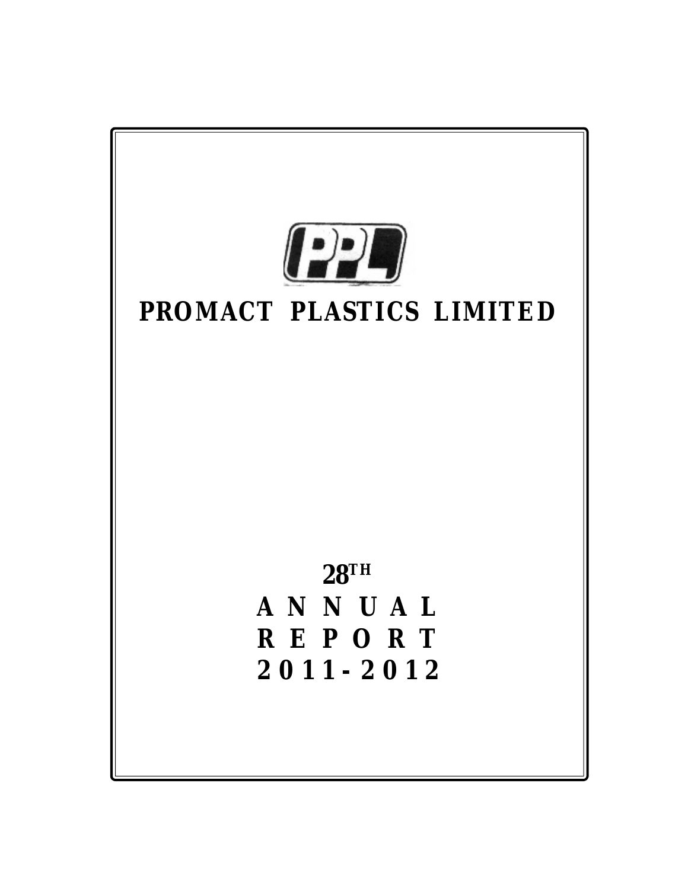PPL

# PROMACT PLASTICS LIMITED

## 28TH ANNUAL REPORT 2011-2012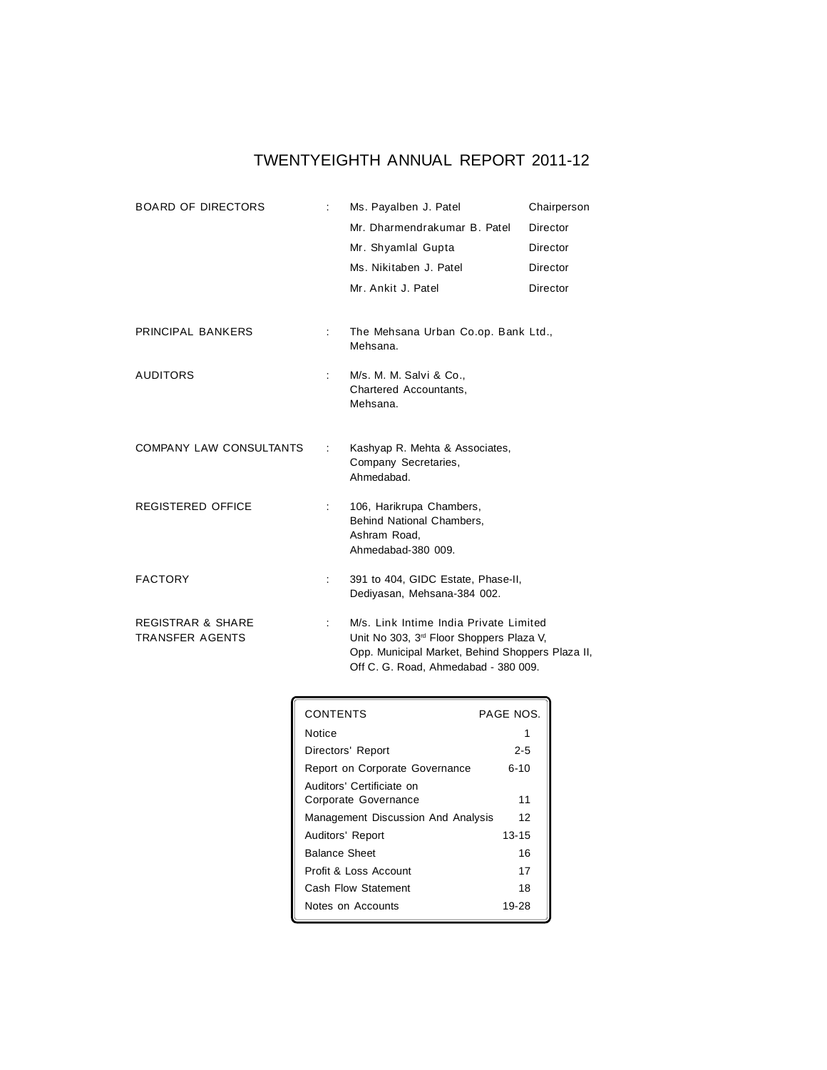# TWENTYEIGHTH ANNUAL REPORT 2011-12

| | | | |
|---|---|---|---|
| BOARD OF DIRECTORS | : | Ms. Payalben J. Patel | Chairperson |
| | | Mr. Dharmendrakumar B. Patel | Director |
| | | Mr. Shyamlal Gupta | Director |
| | | Ms. Nikitaben J. Patel | Director |
| | | Mr. Ankit J. Patel | Director |

PRINCIPAL BANKERS : The Mehsana Urban Co.op. Bank Ltd., Mehsana.

AUDITORS : M/s. M. M. Salvi & Co., Chartered Accountants, Mehsana.

COMPANY LAW CONSULTANTS : Kashyap R. Mehta & Associates, Company Secretaries, Ahmedabad.

REGISTERED OFFICE : 106, Harikrupa Chambers, Behind National Chambers, Ashram Road, Ahmedabad-380 009.

FACTORY : 391 to 404, GIDC Estate, Phase-II, Dediyasan, Mehsana-384 002.

REGISTRAR & SHARE TRANSFER AGENTS : M/s. Link Intime India Private Limited, Unit No 303, 3rd Floor Shoppers Plaza V, Opp. Municipal Market, Behind Shoppers Plaza II, Off C. G. Road, Ahmedabad - 380 009.

| CONTENTS | PAGE NOS. |
|---|---|
| Notice | 1 |
| Directors' Report | 2-5 |
| Report on Corporate Governance | 6-10 |
| Auditors' Certificate on Corporate Governance | 11 |
| Management Discussion And Analysis | 12 |
| Auditors' Report | 13-15 |
| Balance Sheet | 16 |
| Profit & Loss Account | 17 |
| Cash Flow Statement | 18 |
| Notes on Accounts | 19-28 |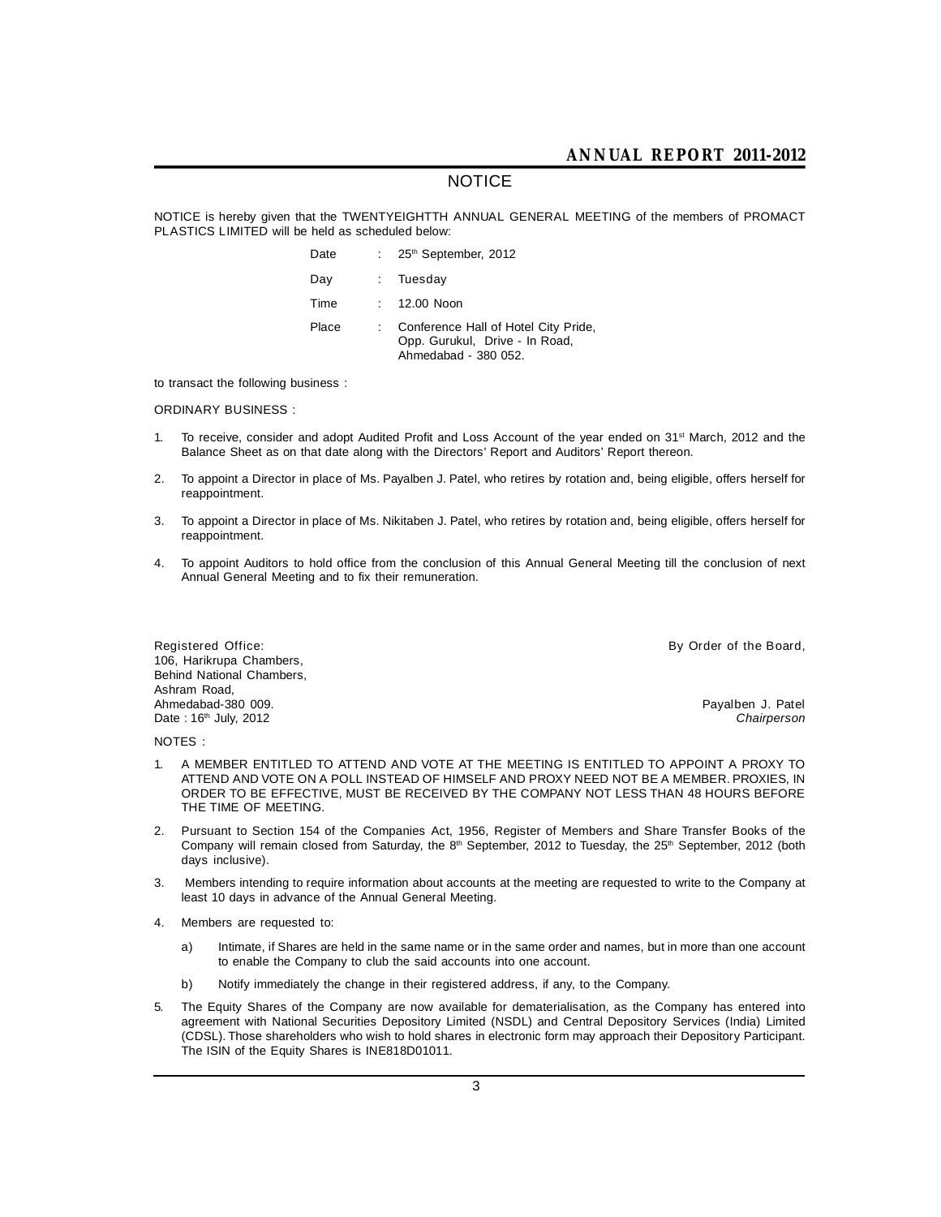# NOTICE

NOTICE is hereby given that the TWENTYEIGHTTH ANNUAL GENERAL MEETING of the members of PROMACT PLASTICS LIMITED will be held as scheduled below:

| | | |
|---|---|---|
| Date | : | 25th September, 2012 |
| Day | : | Tuesday |
| Time | : | 12.00 Noon |
| Place | : | Conference Hall of Hotel City Pride, Opp. Gurukul, Drive - In Road, Ahmedabad - 380 052. |

to transact the following business :

ORDINARY BUSINESS :

1. To receive, consider and adopt Audited Profit and Loss Account of the year ended on 31st March, 2012 and the Balance Sheet as on that date along with the Directors' Report and Auditors' Report thereon.
2. To appoint a Director in place of Ms. Payalben J. Patel, who retires by rotation and, being eligible, offers herself for reappointment.
3. To appoint a Director in place of Ms. Nikitaben J. Patel, who retires by rotation and, being eligible, offers herself for reappointment.
4. To appoint Auditors to hold office from the conclusion of this Annual General Meeting till the conclusion of next Annual General Meeting and to fix their remuneration.

Registered Office:
106, Harikrupa Chambers,
Behind National Chambers,
Ashram Road,
Ahmedabad-380 009.
Date : 16th July, 2012

By Order of the Board,

Payalben J. Patel
*Chairperson*

NOTES :

1. A MEMBER ENTITLED TO ATTEND AND VOTE AT THE MEETING IS ENTITLED TO APPOINT A PROXY TO ATTEND AND VOTE ON A POLL INSTEAD OF HIMSELF AND PROXY NEED NOT BE A MEMBER. PROXIES, IN ORDER TO BE EFFECTIVE, MUST BE RECEIVED BY THE COMPANY NOT LESS THAN 48 HOURS BEFORE THE TIME OF MEETING.
2. Pursuant to Section 154 of the Companies Act, 1956, Register of Members and Share Transfer Books of the Company will remain closed from Saturday, the 8th September, 2012 to Tuesday, the 25th September, 2012 (both days inclusive).
3. Members intending to require information about accounts at the meeting are requested to write to the Company at least 10 days in advance of the Annual General Meeting.
4. Members are requested to:
   a) Intimate, if Shares are held in the same name or in the same order and names, but in more than one account to enable the Company to club the said accounts into one account.
   b) Notify immediately the change in their registered address, if any, to the Company.
5. The Equity Shares of the Company are now available for dematerialisation, as the Company has entered into agreement with National Securities Depository Limited (NSDL) and Central Depository Services (India) Limited (CDSL). Those shareholders who wish to hold shares in electronic form may approach their Depository Participant. The ISIN of the Equity Shares is INE818D01011.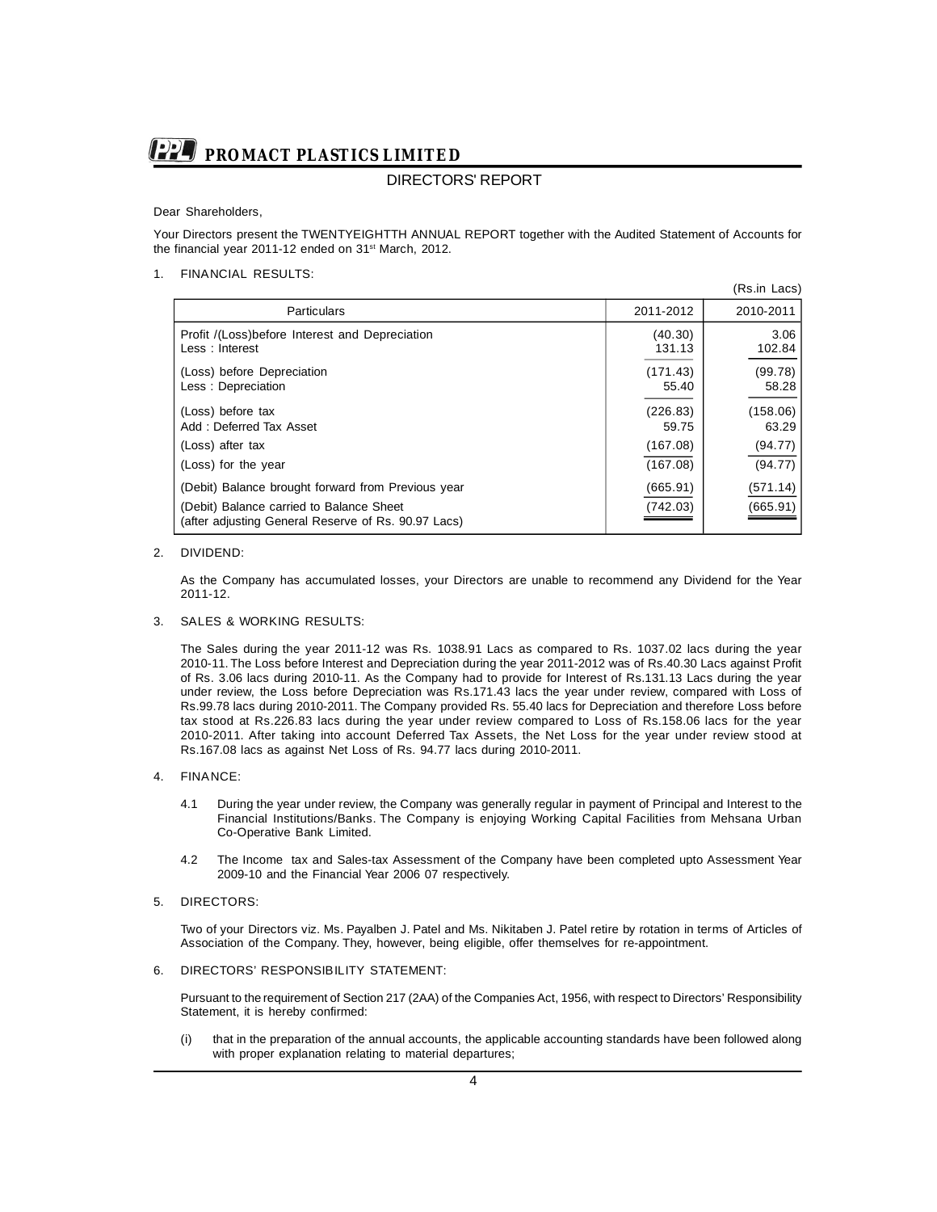# PROMACT PLASTICS LIMITED

## DIRECTORS' REPORT

Dear Shareholders,

Your Directors present the TWENTYEIGHTTH ANNUAL REPORT together with the Audited Statement of Accounts for the financial year 2011-12 ended on 31st March, 2012.

1. FINANCIAL RESULTS:

(Rs.in Lacs)

| Particulars | 2011-2012 | 2010-2011 |
|---|---|---|
| Profit /(Loss)before Interest and Depreciation | (40.30) | 3.06 |
| Less : Interest | 131.13 | 102.84 |
| (Loss) before Depreciation | (171.43) | (99.78) |
| Less : Depreciation | 55.40 | 58.28 |
| (Loss) before tax | (226.83) | (158.06) |
| Add : Deferred Tax Asset | 59.75 | 63.29 |
| (Loss) after tax | (167.08) | (94.77) |
| (Loss) for the year | (167.08) | (94.77) |
| (Debit) Balance brought forward from Previous year | (665.91) | (571.14) |
| (Debit) Balance carried to Balance Sheet (after adjusting General Reserve of Rs. 90.97 Lacs) | (742.03) | (665.91) |

2. DIVIDEND:

As the Company has accumulated losses, your Directors are unable to recommend any Dividend for the Year 2011-12.

3. SALES & WORKING RESULTS:

The Sales during the year 2011-12 was Rs. 1038.91 Lacs as compared to Rs. 1037.02 lacs during the year 2010-11. The Loss before Interest and Depreciation during the year 2011-2012 was of Rs.40.30 Lacs against Profit of Rs. 3.06 lacs during 2010-11. As the Company had to provide for Interest of Rs.131.13 Lacs during the year under review, the Loss before Depreciation was Rs.171.43 lacs the year under review, compared with Loss of Rs.99.78 lacs during 2010-2011. The Company provided Rs. 55.40 lacs for Depreciation and therefore Loss before tax stood at Rs.226.83 lacs during the year under review compared to Loss of Rs.158.06 lacs for the year 2010-2011. After taking into account Deferred Tax Assets, the Net Loss for the year under review stood at Rs.167.08 lacs as against Net Loss of Rs. 94.77 lacs during 2010-2011.

4. FINANCE:

4.1 During the year under review, the Company was generally regular in payment of Principal and Interest to the Financial Institutions/Banks. The Company is enjoying Working Capital Facilities from Mehsana Urban Co-Operative Bank Limited.

4.2 The Income tax and Sales-tax Assessment of the Company have been completed upto Assessment Year 2009-10 and the Financial Year 2006 07 respectively.

5. DIRECTORS:

Two of your Directors viz. Ms. Payalben J. Patel and Ms. Nikitaben J. Patel retire by rotation in terms of Articles of Association of the Company. They, however, being eligible, offer themselves for re-appointment.

6. DIRECTORS' RESPONSIBILITY STATEMENT:

Pursuant to the requirement of Section 217 (2AA) of the Companies Act, 1956, with respect to Directors' Responsibility Statement, it is hereby confirmed:

(i) that in the preparation of the annual accounts, the applicable accounting standards have been followed along with proper explanation relating to material departures;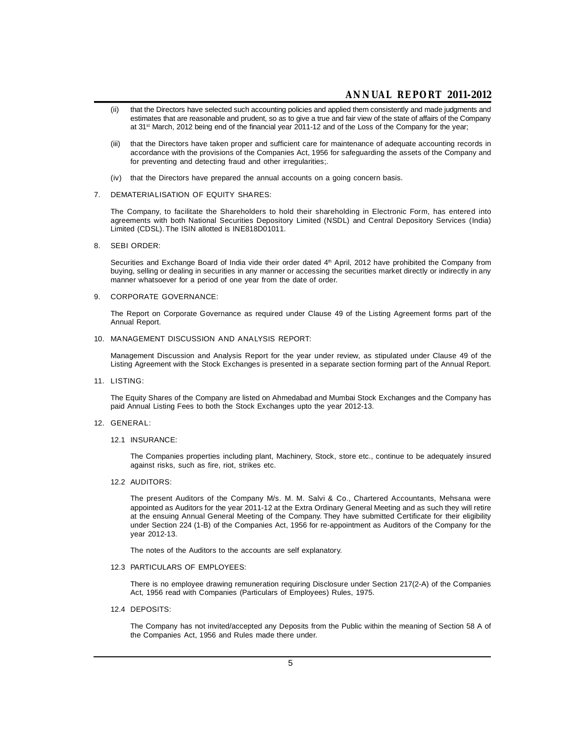(ii) that the Directors have selected such accounting policies and applied them consistently and made judgments and estimates that are reasonable and prudent, so as to give a true and fair view of the state of affairs of the Company at 31st March, 2012 being end of the financial year 2011-12 and of the Loss of the Company for the year;

(iii) that the Directors have taken proper and sufficient care for maintenance of adequate accounting records in accordance with the provisions of the Companies Act, 1956 for safeguarding the assets of the Company and for preventing and detecting fraud and other irregularities;.

(iv) that the Directors have prepared the annual accounts on a going concern basis.

7. DEMATERIALISATION OF EQUITY SHARES:

The Company, to facilitate the Shareholders to hold their shareholding in Electronic Form, has entered into agreements with both National Securities Depository Limited (NSDL) and Central Depository Services (India) Limited (CDSL). The ISIN allotted is INE818D01011.

8. SEBI ORDER:

Securities and Exchange Board of India vide their order dated 4th April, 2012 have prohibited the Company from buying, selling or dealing in securities in any manner or accessing the securities market directly or indirectly in any manner whatsoever for a period of one year from the date of order.

9. CORPORATE GOVERNANCE:

The Report on Corporate Governance as required under Clause 49 of the Listing Agreement forms part of the Annual Report.

10. MANAGEMENT DISCUSSION AND ANALYSIS REPORT:

Management Discussion and Analysis Report for the year under review, as stipulated under Clause 49 of the Listing Agreement with the Stock Exchanges is presented in a separate section forming part of the Annual Report.

11. LISTING:

The Equity Shares of the Company are listed on Ahmedabad and Mumbai Stock Exchanges and the Company has paid Annual Listing Fees to both the Stock Exchanges upto the year 2012-13.

12. GENERAL:

12.1 INSURANCE:

The Companies properties including plant, Machinery, Stock, store etc., continue to be adequately insured against risks, such as fire, riot, strikes etc.

12.2 AUDITORS:

The present Auditors of the Company M/s. M. M. Salvi & Co., Chartered Accountants, Mehsana were appointed as Auditors for the year 2011-12 at the Extra Ordinary General Meeting and as such they will retire at the ensuing Annual General Meeting of the Company. They have submitted Certificate for their eligibility under Section 224 (1-B) of the Companies Act, 1956 for re-appointment as Auditors of the Company for the year 2012-13.

The notes of the Auditors to the accounts are self explanatory.

12.3 PARTICULARS OF EMPLOYEES:

There is no employee drawing remuneration requiring Disclosure under Section 217(2-A) of the Companies Act, 1956 read with Companies (Particulars of Employees) Rules, 1975.

12.4 DEPOSITS:

The Company has not invited/accepted any Deposits from the Public within the meaning of Section 58 A of the Companies Act, 1956 and Rules made there under.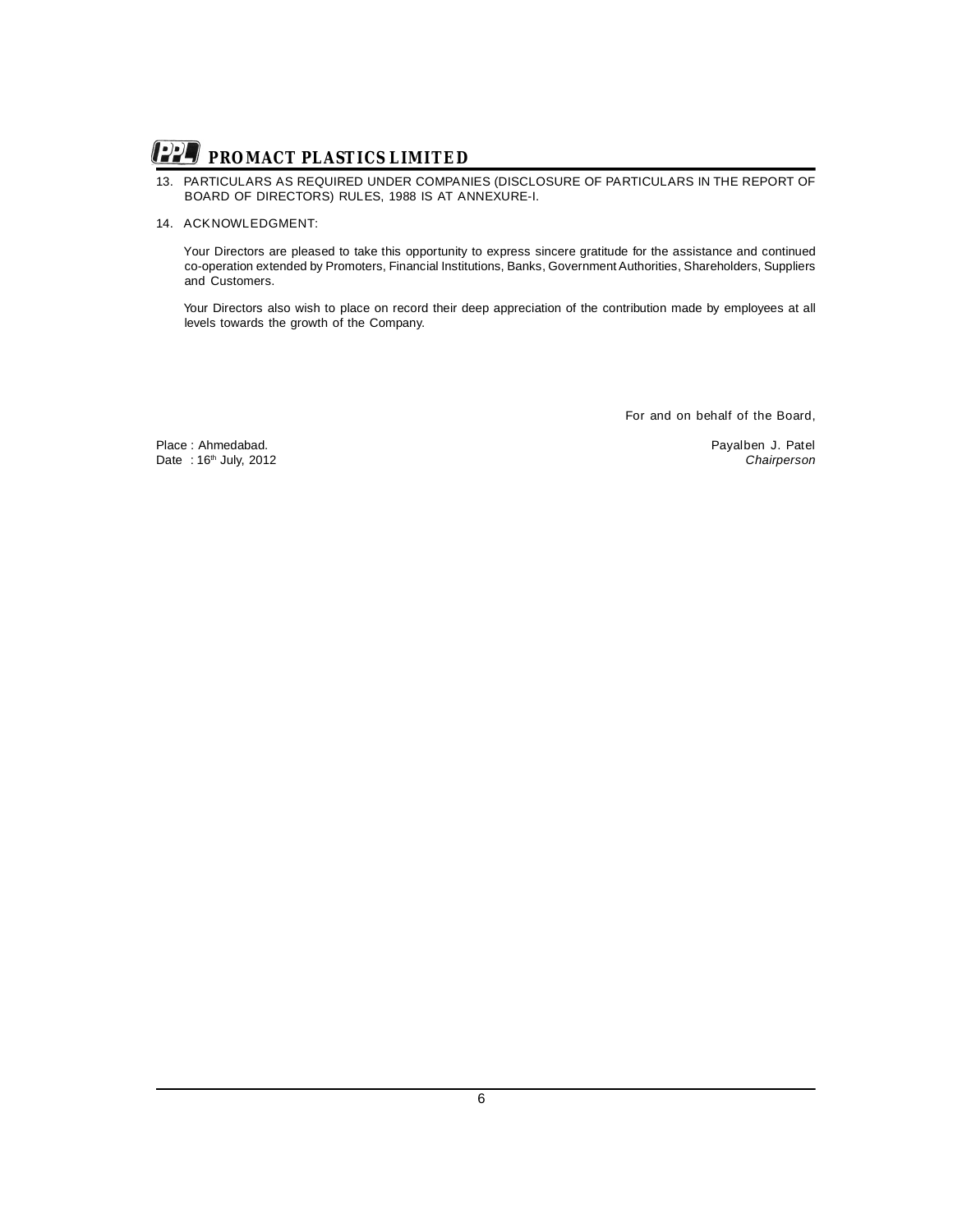13. PARTICULARS AS REQUIRED UNDER COMPANIES (DISCLOSURE OF PARTICULARS IN THE REPORT OF BOARD OF DIRECTORS) RULES, 1988 IS AT ANNEXURE-I.

14. ACKNOWLEDGMENT:

Your Directors are pleased to take this opportunity to express sincere gratitude for the assistance and continued co-operation extended by Promoters, Financial Institutions, Banks, Government Authorities, Shareholders, Suppliers and Customers.

Your Directors also wish to place on record their deep appreciation of the contribution made by employees at all levels towards the growth of the Company.

For and on behalf of the Board,

Place : Ahmedabad.
Date : 16th July, 2012

Payalben J. Patel
*Chairperson*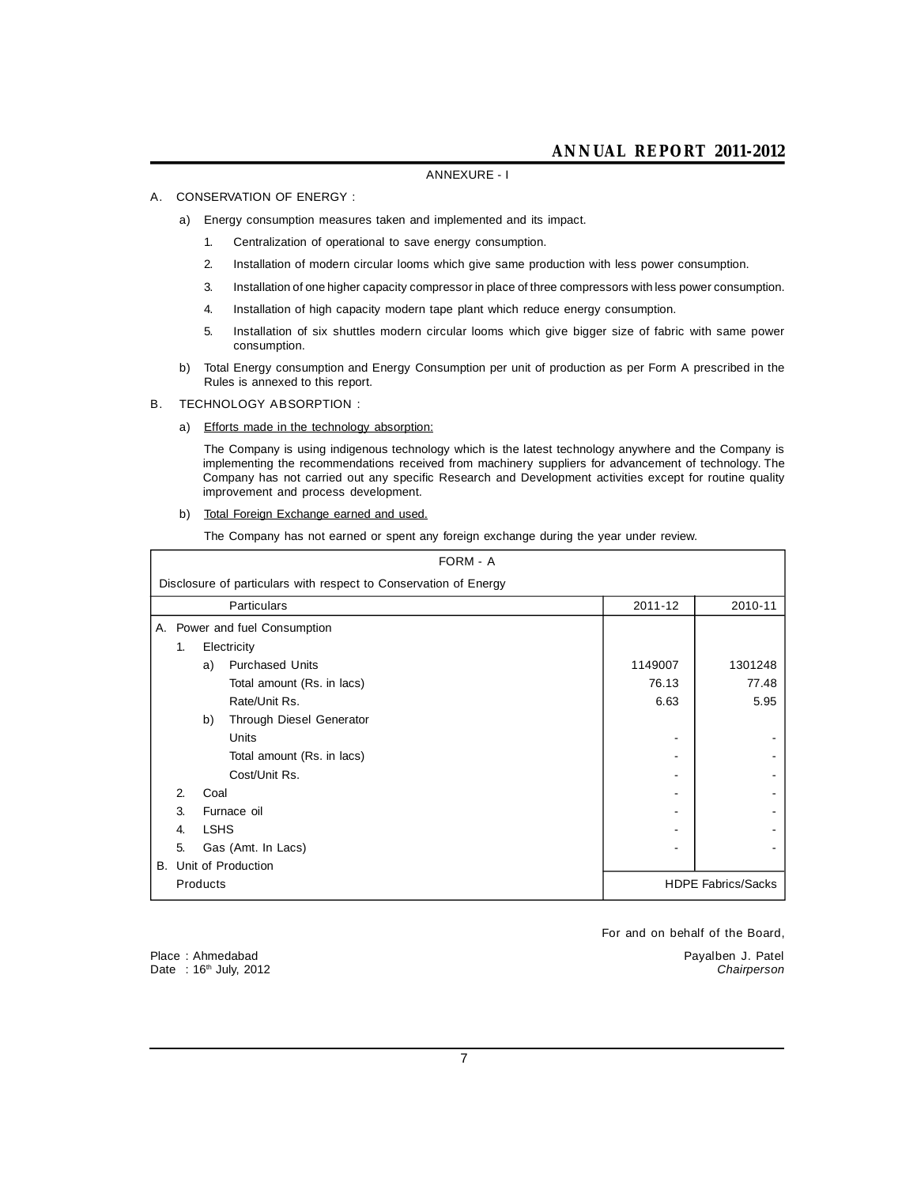ANNEXURE - I

## A. CONSERVATION OF ENERGY :

a) Energy consumption measures taken and implemented and its impact.

1. Centralization of operational to save energy consumption.
2. Installation of modern circular looms which give same production with less power consumption.
3. Installation of one higher capacity compressor in place of three compressors with less power consumption.
4. Installation of high capacity modern tape plant which reduce energy consumption.
5. Installation of six shuttles modern circular looms which give bigger size of fabric with same power consumption.

b) Total Energy consumption and Energy Consumption per unit of production as per Form A prescribed in the Rules is annexed to this report.

## B. TECHNOLOGY ABSORPTION :

a) Efforts made in the technology absorption:

The Company is using indigenous technology which is the latest technology anywhere and the Company is implementing the recommendations received from machinery suppliers for advancement of technology. The Company has not carried out any specific Research and Development activities except for routine quality improvement and process development.

b) Total Foreign Exchange earned and used.

The Company has not earned or spent any foreign exchange during the year under review.

FORM - A

Disclosure of particulars with respect to Conservation of Energy

| Particulars | 2011-12 | 2010-11 |
|---|---|---|
| A. Power and fuel Consumption | | |
| 1. Electricity | | |
| a) Purchased Units | 1149007 | 1301248 |
| Total amount (Rs. in lacs) | 76.13 | 77.48 |
| Rate/Unit Rs. | 6.63 | 5.95 |
| b) Through Diesel Generator | | |
| Units | - | - |
| Total amount (Rs. in lacs) | - | - |
| Cost/Unit Rs. | - | - |
| 2. Coal | - | - |
| 3. Furnace oil | - | - |
| 4. LSHS | - | - |
| 5. Gas (Amt. In Lacs) | - | - |
| B. Unit of Production | | |
| Products | HDPE Fabrics/Sacks | |

For and on behalf of the Board,

Place : Ahmedabad
Date : 16th July, 2012

Payalben J. Patel
*Chairperson*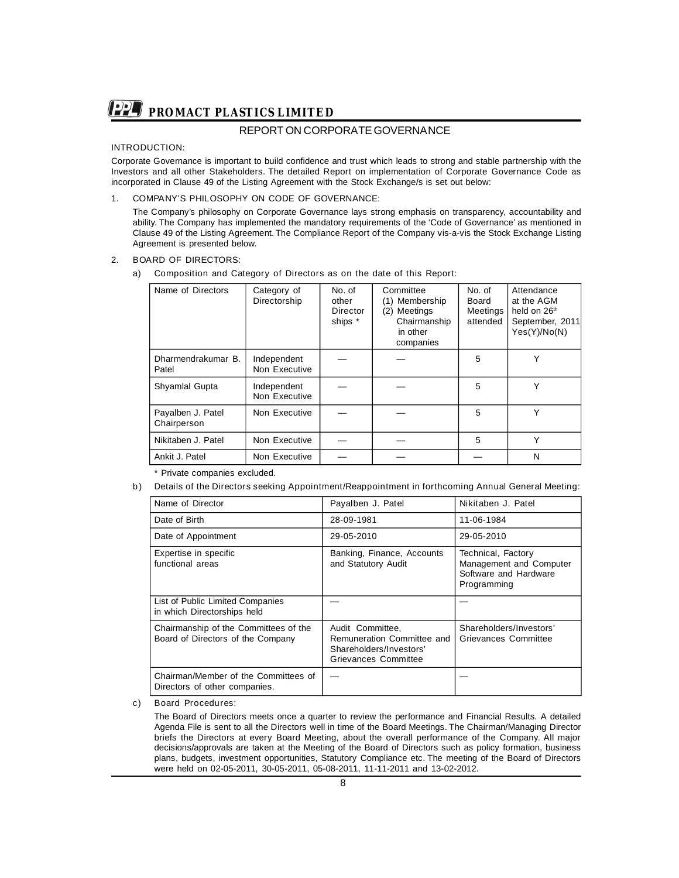# PROMACT PLASTICS LIMITED

## REPORT ON CORPORATE GOVERNANCE

INTRODUCTION:

Corporate Governance is important to build confidence and trust which leads to strong and stable partnership with the Investors and all other Stakeholders. The detailed Report on implementation of Corporate Governance Code as incorporated in Clause 49 of the Listing Agreement with the Stock Exchange/s is set out below:

1. COMPANY'S PHILOSOPHY ON CODE OF GOVERNANCE:

   The Company's philosophy on Corporate Governance lays strong emphasis on transparency, accountability and ability. The Company has implemented the mandatory requirements of the 'Code of Governance' as mentioned in Clause 49 of the Listing Agreement. The Compliance Report of the Company vis-a-vis the Stock Exchange Listing Agreement is presented below.

2. BOARD OF DIRECTORS:

   a) Composition and Category of Directors as on the date of this Report:

| Name of Directors | Category of Directorship | No. of other Director ships * | Committee (1) Membership (2) Meetings Chairmanship in other companies | No. of Board Meetings attended | Attendance at the AGM held on 26th September, 2011 Yes(Y)/No(N) |
|---|---|---|---|---|---|
| Dharmendrakumar B. Patel | Independent Non Executive | — | — | 5 | Y |
| Shyamlal Gupta | Independent Non Executive | — | — | 5 | Y |
| Payalben J. Patel Chairperson | Non Executive | — | — | 5 | Y |
| Nikitaben J. Patel | Non Executive | — | — | 5 | Y |
| Ankit J. Patel | Non Executive | — | — | — | N |

   \* Private companies excluded.

   b) Details of the Directors seeking Appointment/Reappointment in forthcoming Annual General Meeting:

| Name of Director | Payalben J. Patel | Nikitaben J. Patel |
|---|---|---|
| Date of Birth | 28-09-1981 | 11-06-1984 |
| Date of Appointment | 29-05-2010 | 29-05-2010 |
| Expertise in specific functional areas | Banking, Finance, Accounts and Statutory Audit | Technical, Factory Management and Computer Software and Hardware Programming |
| List of Public Limited Companies in which Directorships held | — | — |
| Chairmanship of the Committees of the Board of Directors of the Company | Audit Committee, Remuneration Committee and Shareholders/Investors' Grievances Committee | Shareholders/Investors' Grievances Committee |
| Chairman/Member of the Committees of Directors of other companies. | — | — |

   c) Board Procedures:

   The Board of Directors meets once a quarter to review the performance and Financial Results. A detailed Agenda File is sent to all the Directors well in time of the Board Meetings. The Chairman/Managing Director briefs the Directors at every Board Meeting, about the overall performance of the Company. All major decisions/approvals are taken at the Meeting of the Board of Directors such as policy formation, business plans, budgets, investment opportunities, Statutory Compliance etc. The meeting of the Board of Directors were held on 02-05-2011, 30-05-2011, 05-08-2011, 11-11-2011 and 13-02-2012.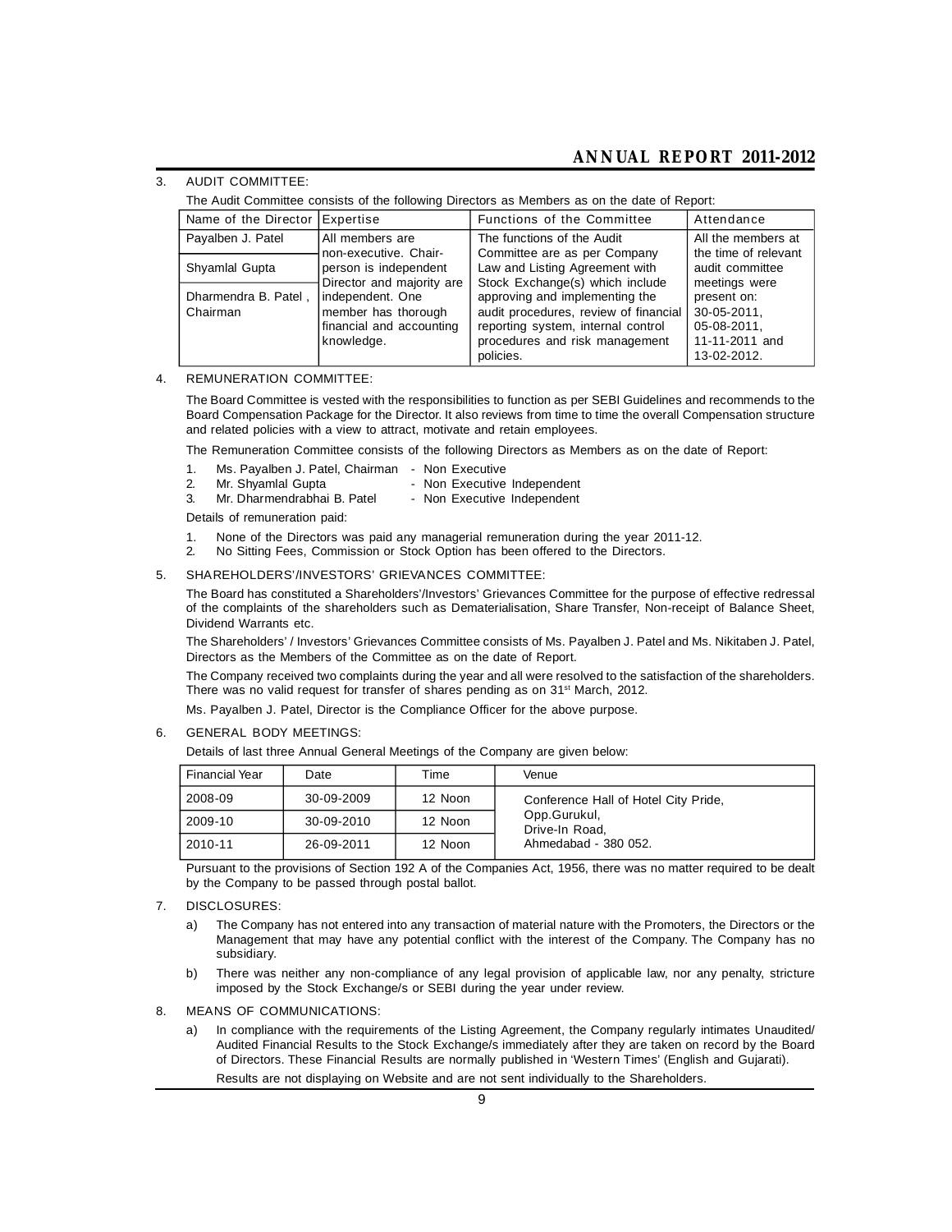3. AUDIT COMMITTEE:

The Audit Committee consists of the following Directors as Members as on the date of Report:

| Name of the Director | Expertise | Functions of the Committee | Attendance |
|---|---|---|---|
| Payalben J. Patel | All members are non-executive. Chair-person is independent Director and majority are independent. One member has thorough financial and accounting knowledge. | The functions of the Audit Committee are as per Company Law and Listing Agreement with Stock Exchange(s) which include approving and implementing the audit procedures, review of financial reporting system, internal control procedures and risk management policies. | All the members at the time of relevant audit committee meetings were present on: 30-05-2011, 05-08-2011, 11-11-2011 and 13-02-2012. |
| Shyamlal Gupta | | | |
| Dharmendra B. Patel , Chairman | | | |

4. REMUNERATION COMMITTEE:

The Board Committee is vested with the responsibilities to function as per SEBI Guidelines and recommends to the Board Compensation Package for the Director. It also reviews from time to time the overall Compensation structure and related policies with a view to attract, motivate and retain employees.

The Remuneration Committee consists of the following Directors as Members as on the date of Report:

1. Ms. Payalben J. Patel, Chairman - Non Executive
2. Mr. Shyamlal Gupta - Non Executive Independent
3. Mr. Dharmendrabhai B. Patel - Non Executive Independent

Details of remuneration paid:

1. None of the Directors was paid any managerial remuneration during the year 2011-12.
2. No Sitting Fees, Commission or Stock Option has been offered to the Directors.

5. SHAREHOLDERS'/INVESTORS' GRIEVANCES COMMITTEE:

The Board has constituted a Shareholders'/Investors' Grievances Committee for the purpose of effective redressal of the complaints of the shareholders such as Dematerialisation, Share Transfer, Non-receipt of Balance Sheet, Dividend Warrants etc.

The Shareholders' / Investors' Grievances Committee consists of Ms. Payalben J. Patel and Ms. Nikitaben J. Patel, Directors as the Members of the Committee as on the date of Report.

The Company received two complaints during the year and all were resolved to the satisfaction of the shareholders. There was no valid request for transfer of shares pending as on 31st March, 2012.

Ms. Payalben J. Patel, Director is the Compliance Officer for the above purpose.

6. GENERAL BODY MEETINGS:

Details of last three Annual General Meetings of the Company are given below:

| Financial Year | Date | Time | Venue |
|---|---|---|---|
| 2008-09 | 30-09-2009 | 12 Noon | Conference Hall of Hotel City Pride, Opp.Gurukul, Drive-In Road, Ahmedabad - 380 052. |
| 2009-10 | 30-09-2010 | 12 Noon | |
| 2010-11 | 26-09-2011 | 12 Noon | |

Pursuant to the provisions of Section 192 A of the Companies Act, 1956, there was no matter required to be dealt by the Company to be passed through postal ballot.

7. DISCLOSURES:

a) The Company has not entered into any transaction of material nature with the Promoters, the Directors or the Management that may have any potential conflict with the interest of the Company. The Company has no subsidiary.

b) There was neither any non-compliance of any legal provision of applicable law, nor any penalty, stricture imposed by the Stock Exchange/s or SEBI during the year under review.

8. MEANS OF COMMUNICATIONS:

a) In compliance with the requirements of the Listing Agreement, the Company regularly intimates Unaudited/ Audited Financial Results to the Stock Exchange/s immediately after they are taken on record by the Board of Directors. These Financial Results are normally published in 'Western Times' (English and Gujarati).

Results are not displaying on Website and are not sent individually to the Shareholders.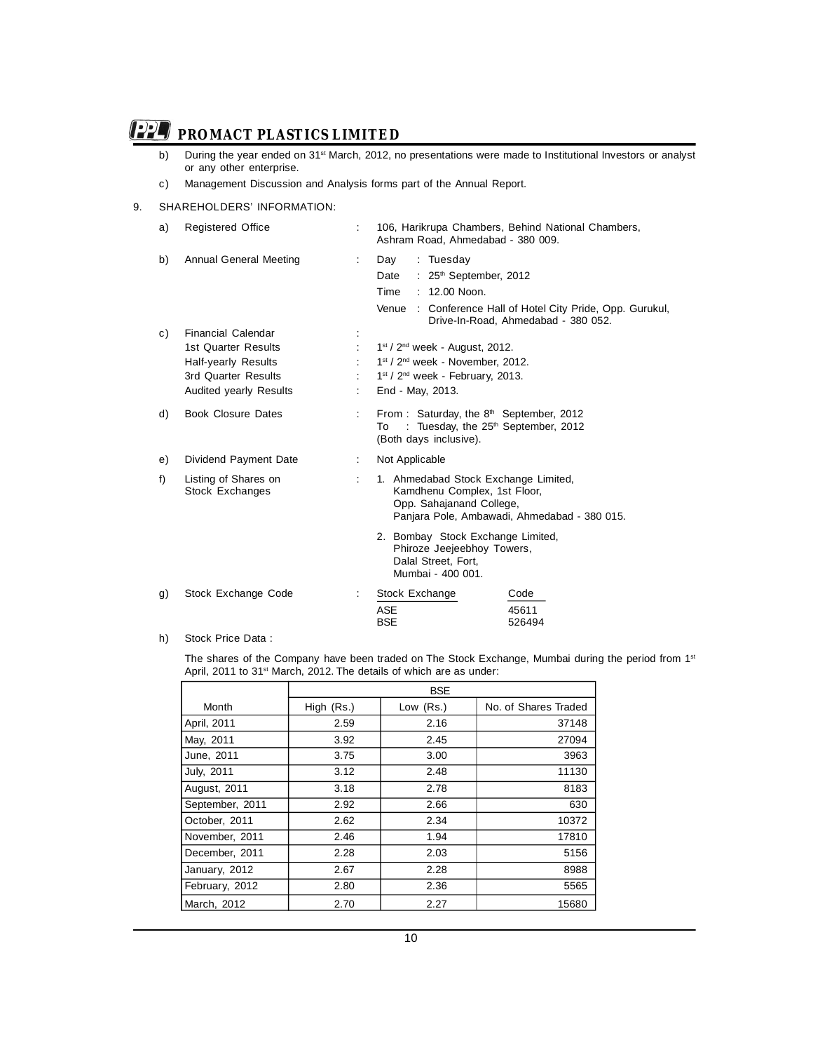b) During the year ended on 31st March, 2012, no presentations were made to Institutional Investors or analyst or any other enterprise.

c) Management Discussion and Analysis forms part of the Annual Report.

9. SHAREHOLDERS' INFORMATION:

a) Registered Office : 106, Harikrupa Chambers, Behind National Chambers, Ashram Road, Ahmedabad - 380 009.

b) Annual General Meeting :
- Day : Tuesday
- Date : 25th September, 2012
- Time : 12.00 Noon.
- Venue : Conference Hall of Hotel City Pride, Opp. Gurukul, Drive-In-Road, Ahmedabad - 380 052.

c) Financial Calendar :
- 1st Quarter Results : 1st / 2nd week - August, 2012.
- Half-yearly Results : 1st / 2nd week - November, 2012.
- 3rd Quarter Results : 1st / 2nd week - February, 2013.
- Audited yearly Results : End - May, 2013.

d) Book Closure Dates : From : Saturday, the 8th September, 2012 To : Tuesday, the 25th September, 2012 (Both days inclusive).

e) Dividend Payment Date : Not Applicable

f) Listing of Shares on Stock Exchanges :
1. Ahmedabad Stock Exchange Limited, Kamdhenu Complex, 1st Floor, Opp. Sahajanand College, Panjara Pole, Ambawadi, Ahmedabad - 380 015.
2. Bombay Stock Exchange Limited, Phiroze Jeejeebhoy Towers, Dalal Street, Fort, Mumbai - 400 001.

g) Stock Exchange Code :

| Stock Exchange | Code |
|---|---|
| ASE | 45611 |
| BSE | 526494 |

h) Stock Price Data :

The shares of the Company have been traded on The Stock Exchange, Mumbai during the period from 1st April, 2011 to 31st March, 2012. The details of which are as under:

| | BSE | | |
|---|---|---|---|
| Month | High (Rs.) | Low (Rs.) | No. of Shares Traded |
| April, 2011 | 2.59 | 2.16 | 37148 |
| May, 2011 | 3.92 | 2.45 | 27094 |
| June, 2011 | 3.75 | 3.00 | 3963 |
| July, 2011 | 3.12 | 2.48 | 11130 |
| August, 2011 | 3.18 | 2.78 | 8183 |
| September, 2011 | 2.92 | 2.66 | 630 |
| October, 2011 | 2.62 | 2.34 | 10372 |
| November, 2011 | 2.46 | 1.94 | 17810 |
| December, 2011 | 2.28 | 2.03 | 5156 |
| January, 2012 | 2.67 | 2.28 | 8988 |
| February, 2012 | 2.80 | 2.36 | 5565 |
| March, 2012 | 2.70 | 2.27 | 15680 |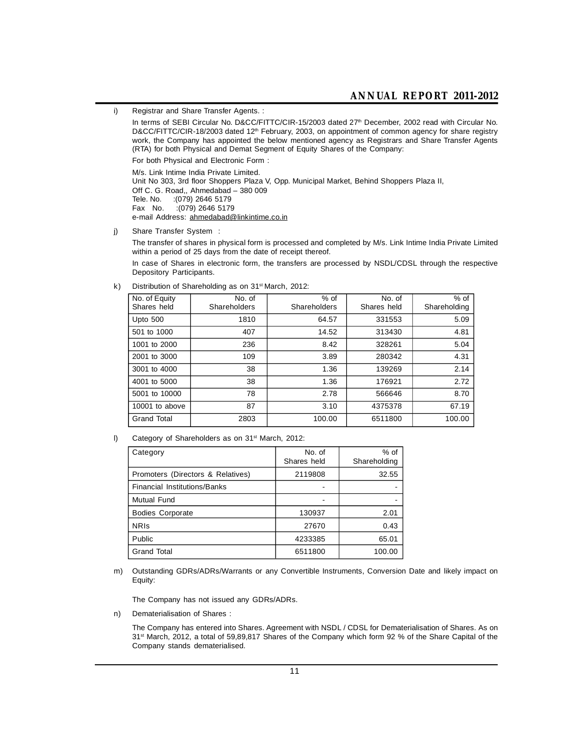i) Registrar and Share Transfer Agents. :

In terms of SEBI Circular No. D&CC/FITTC/CIR-15/2003 dated 27th December, 2002 read with Circular No. D&CC/FITTC/CIR-18/2003 dated 12th February, 2003, on appointment of common agency for share registry work, the Company has appointed the below mentioned agency as Registrars and Share Transfer Agents (RTA) for both Physical and Demat Segment of Equity Shares of the Company:

For both Physical and Electronic Form :

M/s. Link Intime India Private Limited.
Unit No 303, 3rd floor Shoppers Plaza V, Opp. Municipal Market, Behind Shoppers Plaza II,
Off C. G. Road,, Ahmedabad – 380 009
Tele. No. :(079) 2646 5179
Fax No. :(079) 2646 5179
e-mail Address: ahmedabad@linkintime.co.in

j) Share Transfer System :

The transfer of shares in physical form is processed and completed by M/s. Link Intime India Private Limited within a period of 25 days from the date of receipt thereof.

In case of Shares in electronic form, the transfers are processed by NSDL/CDSL through the respective Depository Participants.

k) Distribution of Shareholding as on 31st March, 2012:

| No. of Equity Shares held | No. of Shareholders | % of Shareholders | No. of Shares held | % of Shareholding |
|---|---|---|---|---|
| Upto 500 | 1810 | 64.57 | 331553 | 5.09 |
| 501 to 1000 | 407 | 14.52 | 313430 | 4.81 |
| 1001 to 2000 | 236 | 8.42 | 328261 | 5.04 |
| 2001 to 3000 | 109 | 3.89 | 280342 | 4.31 |
| 3001 to 4000 | 38 | 1.36 | 139269 | 2.14 |
| 4001 to 5000 | 38 | 1.36 | 176921 | 2.72 |
| 5001 to 10000 | 78 | 2.78 | 566646 | 8.70 |
| 10001 to above | 87 | 3.10 | 4375378 | 67.19 |
| Grand Total | 2803 | 100.00 | 6511800 | 100.00 |

l) Category of Shareholders as on 31st March, 2012:

| Category | No. of Shares held | % of Shareholding |
|---|---|---|
| Promoters (Directors & Relatives) | 2119808 | 32.55 |
| Financial Institutions/Banks | - | - |
| Mutual Fund | - | - |
| Bodies Corporate | 130937 | 2.01 |
| NRIs | 27670 | 0.43 |
| Public | 4233385 | 65.01 |
| Grand Total | 6511800 | 100.00 |

m) Outstanding GDRs/ADRs/Warrants or any Convertible Instruments, Conversion Date and likely impact on Equity:

The Company has not issued any GDRs/ADRs.

n) Dematerialisation of Shares :

The Company has entered into Shares. Agreement with NSDL / CDSL for Dematerialisation of Shares. As on 31st March, 2012, a total of 59,89,817 Shares of the Company which form 92 % of the Share Capital of the Company stands dematerialised.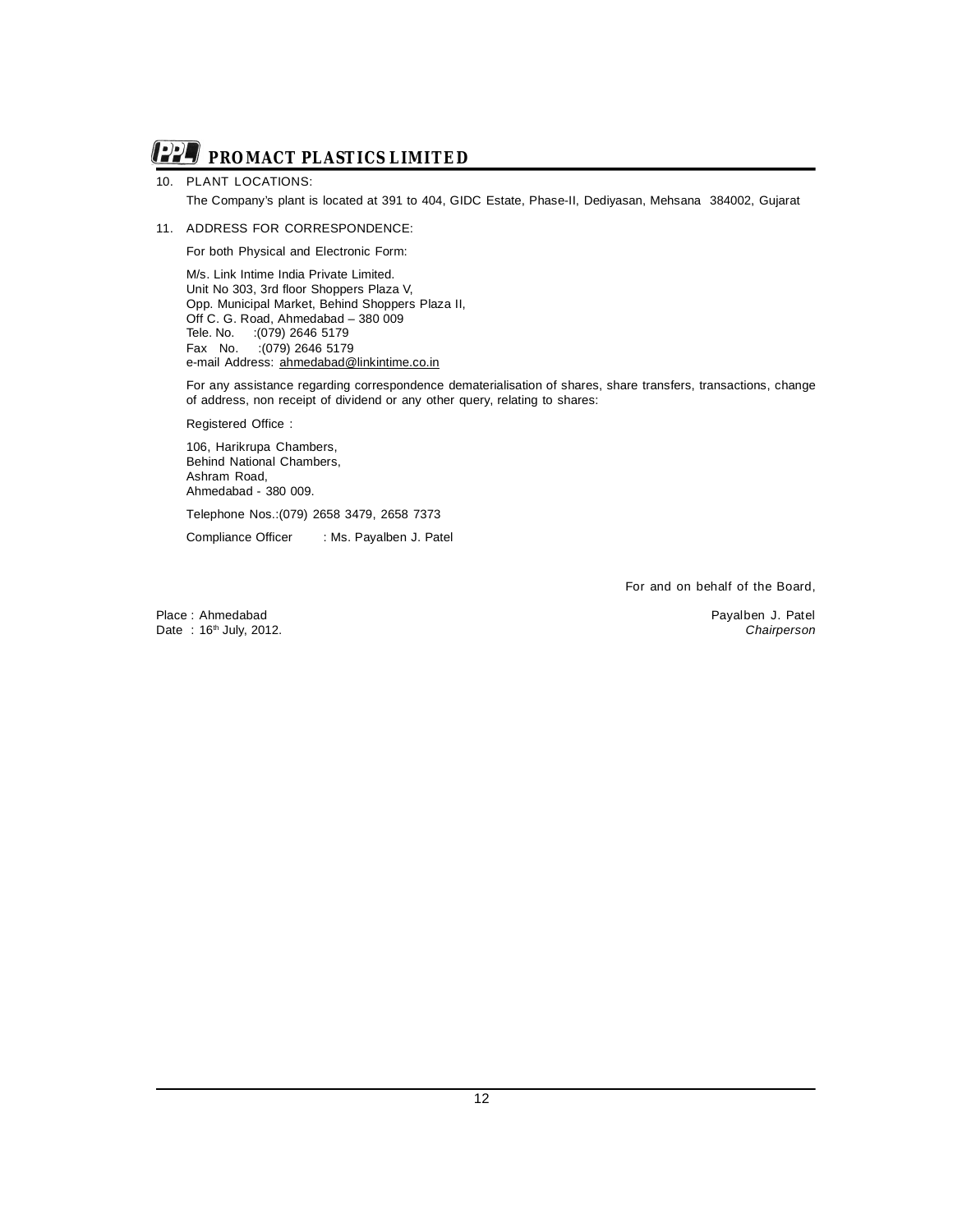10. PLANT LOCATIONS:

    The Company's plant is located at 391 to 404, GIDC Estate, Phase-II, Dediyasan, Mehsana 384002, Gujarat

11. ADDRESS FOR CORRESPONDENCE:

    For both Physical and Electronic Form:

    M/s. Link Intime India Private Limited.
    Unit No 303, 3rd floor Shoppers Plaza V,
    Opp. Municipal Market, Behind Shoppers Plaza II,
    Off C. G. Road, Ahmedabad – 380 009
    Tele. No. :(079) 2646 5179
    Fax No. :(079) 2646 5179
    e-mail Address: ahmedabad@linkintime.co.in

    For any assistance regarding correspondence dematerialisation of shares, share transfers, transactions, change of address, non receipt of dividend or any other query, relating to shares:

    Registered Office :

    106, Harikrupa Chambers,
    Behind National Chambers,
    Ashram Road,
    Ahmedabad - 380 009.

    Telephone Nos.:(079) 2658 3479, 2658 7373

    Compliance Officer : Ms. Payalben J. Patel

For and on behalf of the Board,

Place : Ahmedabad
Date : 16th July, 2012.

Payalben J. Patel
*Chairperson*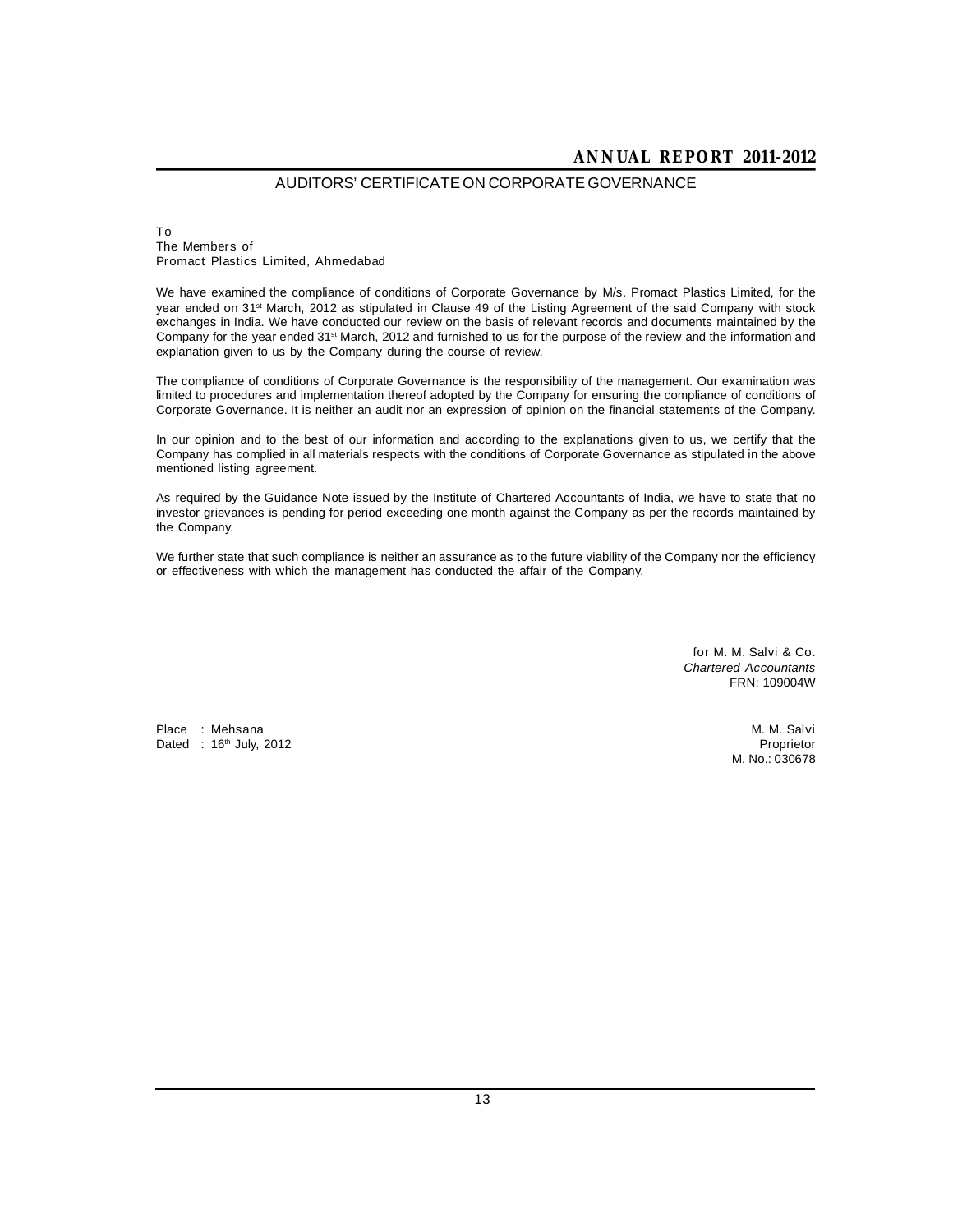## AUDITORS' CERTIFICATE ON CORPORATE GOVERNANCE

To
The Members of
Promact Plastics Limited, Ahmedabad

We have examined the compliance of conditions of Corporate Governance by M/s. Promact Plastics Limited, for the year ended on 31st March, 2012 as stipulated in Clause 49 of the Listing Agreement of the said Company with stock exchanges in India. We have conducted our review on the basis of relevant records and documents maintained by the Company for the year ended 31st March, 2012 and furnished to us for the purpose of the review and the information and explanation given to us by the Company during the course of review.

The compliance of conditions of Corporate Governance is the responsibility of the management. Our examination was limited to procedures and implementation thereof adopted by the Company for ensuring the compliance of conditions of Corporate Governance. It is neither an audit nor an expression of opinion on the financial statements of the Company.

In our opinion and to the best of our information and according to the explanations given to us, we certify that the Company has complied in all materials respects with the conditions of Corporate Governance as stipulated in the above mentioned listing agreement.

As required by the Guidance Note issued by the Institute of Chartered Accountants of India, we have to state that no investor grievances is pending for period exceeding one month against the Company as per the records maintained by the Company.

We further state that such compliance is neither an assurance as to the future viability of the Company nor the efficiency or effectiveness with which the management has conducted the affair of the Company.

for M. M. Salvi & Co.
*Chartered Accountants*
FRN: 109004W

Place : Mehsana
Dated : 16th July, 2012

M. M. Salvi
Proprietor
M. No.: 030678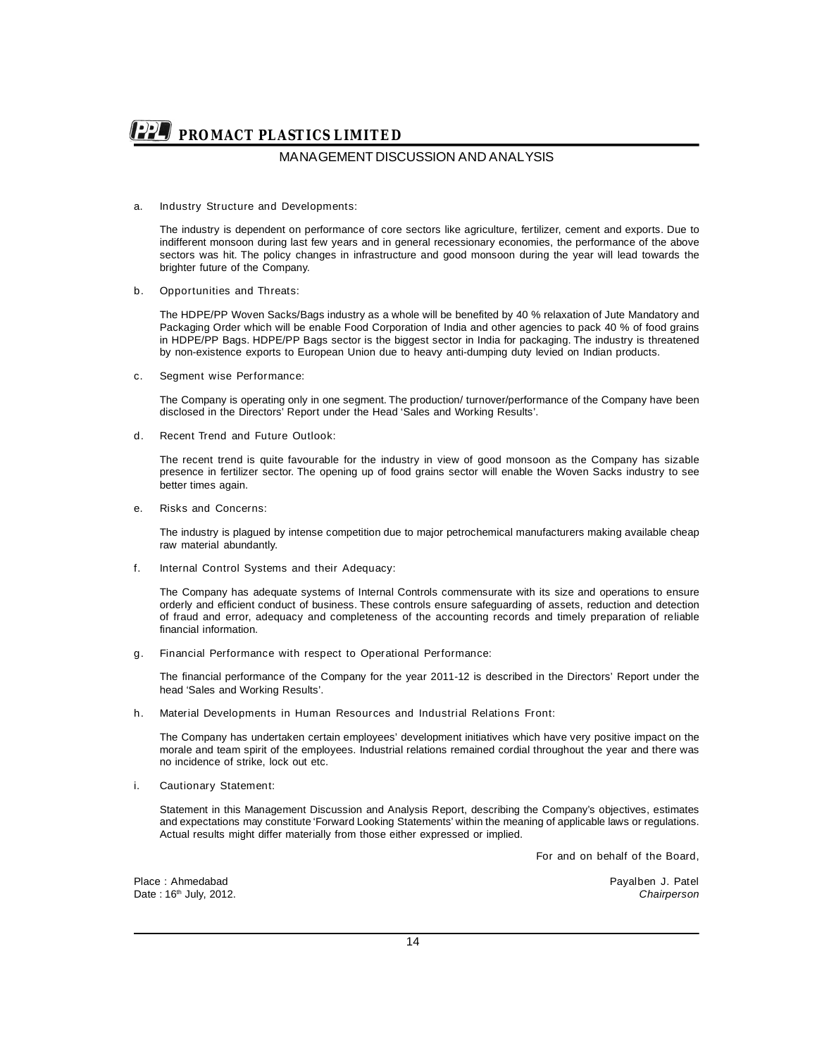## MANAGEMENT DISCUSSION AND ANALYSIS

a. Industry Structure and Developments:

The industry is dependent on performance of core sectors like agriculture, fertilizer, cement and exports. Due to indifferent monsoon during last few years and in general recessionary economies, the performance of the above sectors was hit. The policy changes in infrastructure and good monsoon during the year will lead towards the brighter future of the Company.

b. Opportunities and Threats:

The HDPE/PP Woven Sacks/Bags industry as a whole will be benefited by 40 % relaxation of Jute Mandatory and Packaging Order which will be enable Food Corporation of India and other agencies to pack 40 % of food grains in HDPE/PP Bags. HDPE/PP Bags sector is the biggest sector in India for packaging. The industry is threatened by non-existence exports to European Union due to heavy anti-dumping duty levied on Indian products.

c. Segment wise Performance:

The Company is operating only in one segment. The production/ turnover/performance of the Company have been disclosed in the Directors' Report under the Head 'Sales and Working Results'.

d. Recent Trend and Future Outlook:

The recent trend is quite favourable for the industry in view of good monsoon as the Company has sizable presence in fertilizer sector. The opening up of food grains sector will enable the Woven Sacks industry to see better times again.

e. Risks and Concerns:

The industry is plagued by intense competition due to major petrochemical manufacturers making available cheap raw material abundantly.

f. Internal Control Systems and their Adequacy:

The Company has adequate systems of Internal Controls commensurate with its size and operations to ensure orderly and efficient conduct of business. These controls ensure safeguarding of assets, reduction and detection of fraud and error, adequacy and completeness of the accounting records and timely preparation of reliable financial information.

g. Financial Performance with respect to Operational Performance:

The financial performance of the Company for the year 2011-12 is described in the Directors' Report under the head 'Sales and Working Results'.

h. Material Developments in Human Resources and Industrial Relations Front:

The Company has undertaken certain employees' development initiatives which have very positive impact on the morale and team spirit of the employees. Industrial relations remained cordial throughout the year and there was no incidence of strike, lock out etc.

i. Cautionary Statement:

Statement in this Management Discussion and Analysis Report, describing the Company's objectives, estimates and expectations may constitute 'Forward Looking Statements' within the meaning of applicable laws or regulations. Actual results might differ materially from those either expressed or implied.

For and on behalf of the Board,

Place : Ahmedabad
Date : 16th July, 2012.

Payalben J. Patel
*Chairperson*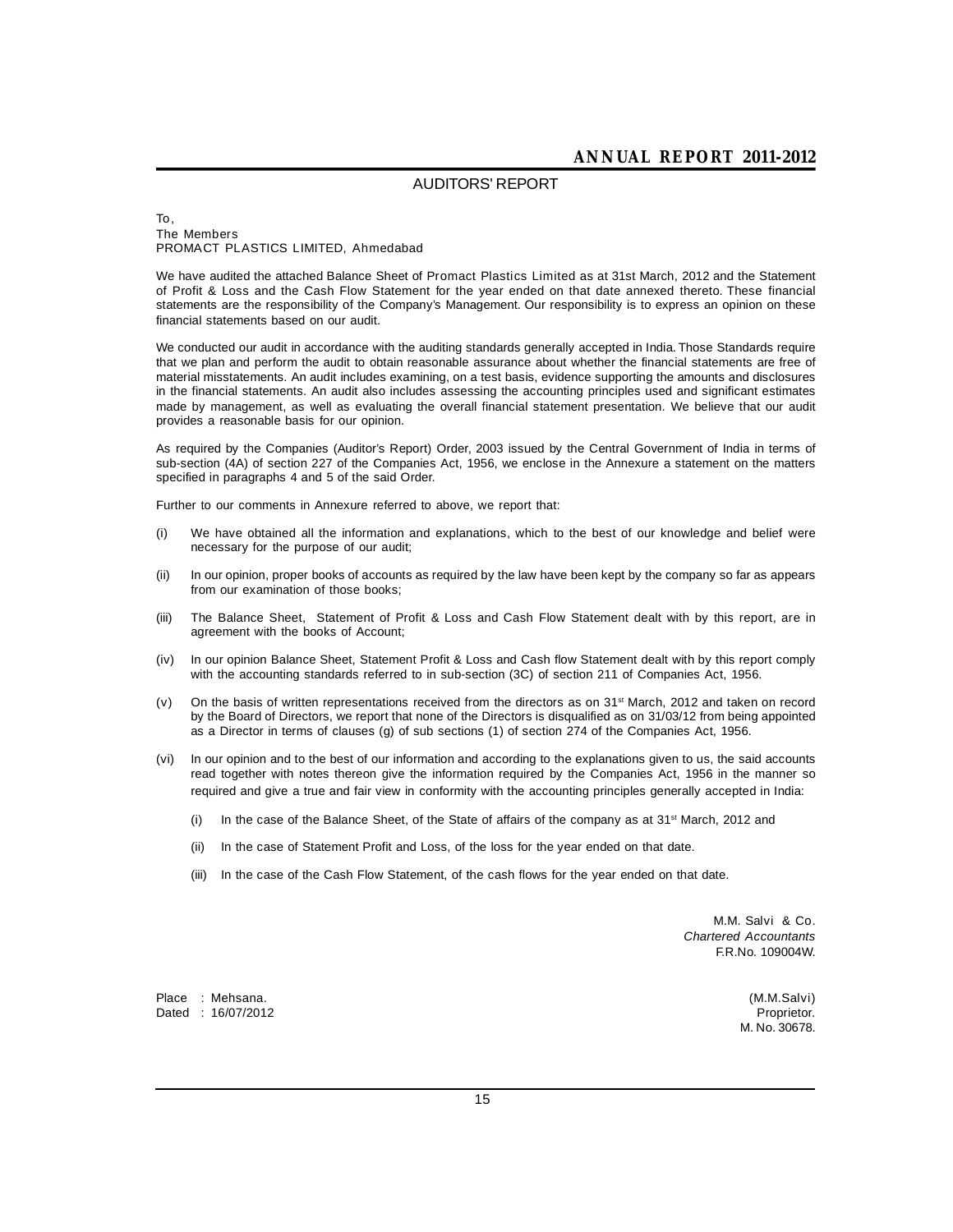## AUDITORS' REPORT

To,
The Members
PROMACT PLASTICS LIMITED, Ahmedabad

We have audited the attached Balance Sheet of Promact Plastics Limited as at 31st March, 2012 and the Statement of Profit & Loss and the Cash Flow Statement for the year ended on that date annexed thereto. These financial statements are the responsibility of the Company's Management. Our responsibility is to express an opinion on these financial statements based on our audit.

We conducted our audit in accordance with the auditing standards generally accepted in India. Those Standards require that we plan and perform the audit to obtain reasonable assurance about whether the financial statements are free of material misstatements. An audit includes examining, on a test basis, evidence supporting the amounts and disclosures in the financial statements. An audit also includes assessing the accounting principles used and significant estimates made by management, as well as evaluating the overall financial statement presentation. We believe that our audit provides a reasonable basis for our opinion.

As required by the Companies (Auditor's Report) Order, 2003 issued by the Central Government of India in terms of sub-section (4A) of section 227 of the Companies Act, 1956, we enclose in the Annexure a statement on the matters specified in paragraphs 4 and 5 of the said Order.

Further to our comments in Annexure referred to above, we report that:

(i) We have obtained all the information and explanations, which to the best of our knowledge and belief were necessary for the purpose of our audit;

(ii) In our opinion, proper books of accounts as required by the law have been kept by the company so far as appears from our examination of those books;

(iii) The Balance Sheet, Statement of Profit & Loss and Cash Flow Statement dealt with by this report, are in agreement with the books of Account;

(iv) In our opinion Balance Sheet, Statement Profit & Loss and Cash flow Statement dealt with by this report comply with the accounting standards referred to in sub-section (3C) of section 211 of Companies Act, 1956.

(v) On the basis of written representations received from the directors as on 31st March, 2012 and taken on record by the Board of Directors, we report that none of the Directors is disqualified as on 31/03/12 from being appointed as a Director in terms of clauses (g) of sub sections (1) of section 274 of the Companies Act, 1956.

(vi) In our opinion and to the best of our information and according to the explanations given to us, the said accounts read together with notes thereon give the information required by the Companies Act, 1956 in the manner so required and give a true and fair view in conformity with the accounting principles generally accepted in India:

    (i) In the case of the Balance Sheet, of the State of affairs of the company as at 31st March, 2012 and

    (ii) In the case of Statement Profit and Loss, of the loss for the year ended on that date.

    (iii) In the case of the Cash Flow Statement, of the cash flows for the year ended on that date.

M.M. Salvi & Co.
*Chartered Accountants*
F.R.No. 109004W.

Place : Mehsana.
Dated : 16/07/2012

(M.M.Salvi)
Proprietor.
M. No. 30678.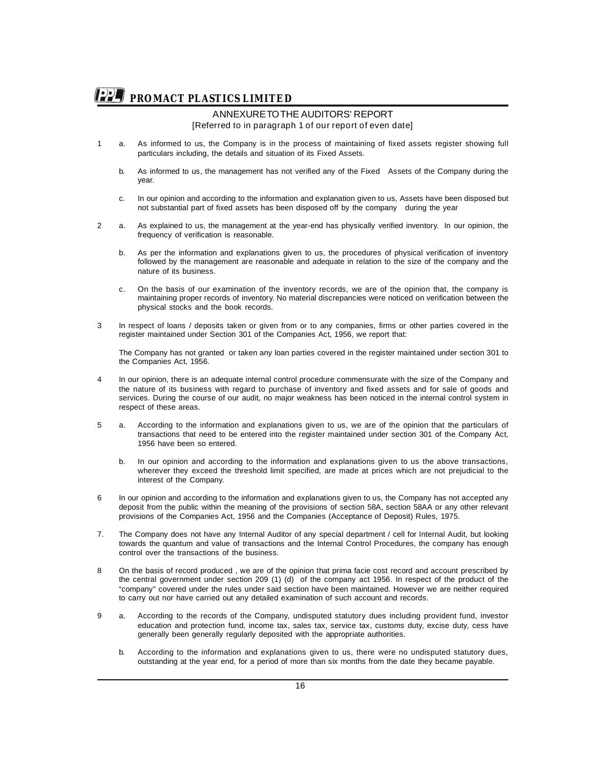# ANNEXURE TO THE AUDITORS' REPORT

[Referred to in paragraph 1 of our report of even date]

1 a. As informed to us, the Company is in the process of maintaining of fixed assets register showing full particulars including, the details and situation of its Fixed Assets.

b. As informed to us, the management has not verified any of the Fixed Assets of the Company during the year.

c. In our opinion and according to the information and explanation given to us, Assets have been disposed but not substantial part of fixed assets has been disposed off by the company during the year

2 a. As explained to us, the management at the year-end has physically verified inventory. In our opinion, the frequency of verification is reasonable.

b. As per the information and explanations given to us, the procedures of physical verification of inventory followed by the management are reasonable and adequate in relation to the size of the company and the nature of its business.

c. On the basis of our examination of the inventory records, we are of the opinion that, the company is maintaining proper records of inventory. No material discrepancies were noticed on verification between the physical stocks and the book records.

3 In respect of loans / deposits taken or given from or to any companies, firms or other parties covered in the register maintained under Section 301 of the Companies Act, 1956, we report that:

The Company has not granted or taken any loan parties covered in the register maintained under section 301 to the Companies Act, 1956.

4 In our opinion, there is an adequate internal control procedure commensurate with the size of the Company and the nature of its business with regard to purchase of inventory and fixed assets and for sale of goods and services. During the course of our audit, no major weakness has been noticed in the internal control system in respect of these areas.

5 a. According to the information and explanations given to us, we are of the opinion that the particulars of transactions that need to be entered into the register maintained under section 301 of the Company Act, 1956 have been so entered.

b. In our opinion and according to the information and explanations given to us the above transactions, wherever they exceed the threshold limit specified, are made at prices which are not prejudicial to the interest of the Company.

6 In our opinion and according to the information and explanations given to us, the Company has not accepted any deposit from the public within the meaning of the provisions of section 58A, section 58AA or any other relevant provisions of the Companies Act, 1956 and the Companies (Acceptance of Deposit) Rules, 1975.

7. The Company does not have any Internal Auditor of any special department / cell for Internal Audit, but looking towards the quantum and value of transactions and the Internal Control Procedures, the company has enough control over the transactions of the business.

8 On the basis of record produced , we are of the opinion that prima facie cost record and account prescribed by the central government under section 209 (1) (d) of the company act 1956. In respect of the product of the "company" covered under the rules under said section have been maintained. However we are neither required to carry out nor have carried out any detailed examination of such account and records.

9 a. According to the records of the Company, undisputed statutory dues including provident fund, investor education and protection fund, income tax, sales tax, service tax, customs duty, excise duty, cess have generally been generally regularly deposited with the appropriate authorities.

b. According to the information and explanations given to us, there were no undisputed statutory dues, outstanding at the year end, for a period of more than six months from the date they became payable.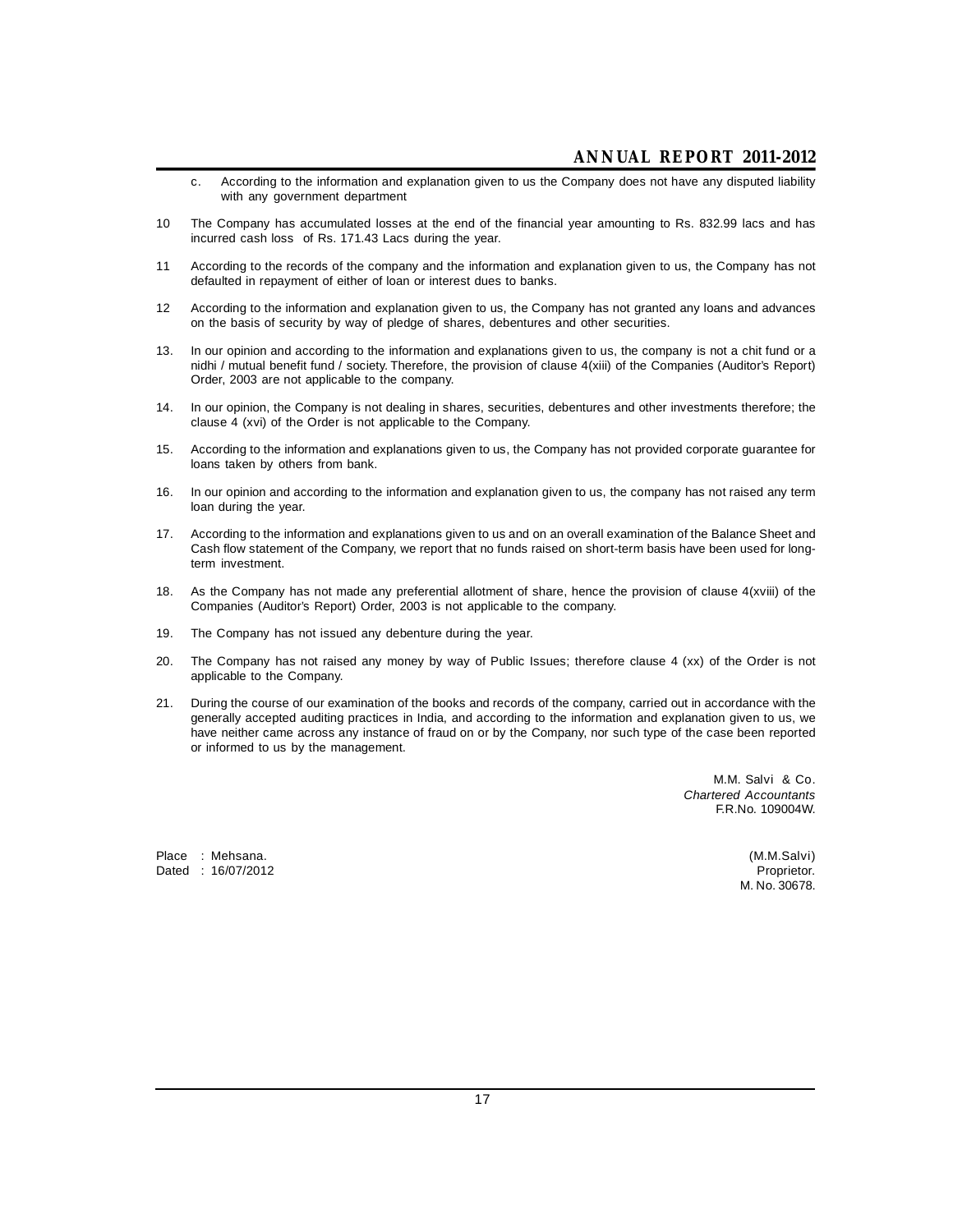c. According to the information and explanation given to us the Company does not have any disputed liability with any government department

10 The Company has accumulated losses at the end of the financial year amounting to Rs. 832.99 lacs and has incurred cash loss of Rs. 171.43 Lacs during the year.

11 According to the records of the company and the information and explanation given to us, the Company has not defaulted in repayment of either of loan or interest dues to banks.

12 According to the information and explanation given to us, the Company has not granted any loans and advances on the basis of security by way of pledge of shares, debentures and other securities.

13. In our opinion and according to the information and explanations given to us, the company is not a chit fund or a nidhi / mutual benefit fund / society. Therefore, the provision of clause 4(xiii) of the Companies (Auditor's Report) Order, 2003 are not applicable to the company.

14. In our opinion, the Company is not dealing in shares, securities, debentures and other investments therefore; the clause 4 (xvi) of the Order is not applicable to the Company.

15. According to the information and explanations given to us, the Company has not provided corporate guarantee for loans taken by others from bank.

16. In our opinion and according to the information and explanation given to us, the company has not raised any term loan during the year.

17. According to the information and explanations given to us and on an overall examination of the Balance Sheet and Cash flow statement of the Company, we report that no funds raised on short-term basis have been used for long-term investment.

18. As the Company has not made any preferential allotment of share, hence the provision of clause 4(xviii) of the Companies (Auditor's Report) Order, 2003 is not applicable to the company.

19. The Company has not issued any debenture during the year.

20. The Company has not raised any money by way of Public Issues; therefore clause 4 (xx) of the Order is not applicable to the Company.

21. During the course of our examination of the books and records of the company, carried out in accordance with the generally accepted auditing practices in India, and according to the information and explanation given to us, we have neither came across any instance of fraud on or by the Company, nor such type of the case been reported or informed to us by the management.

M.M. Salvi & Co.
*Chartered Accountants*
F.R.No. 109004W.

Place : Mehsana.
Dated : 16/07/2012

(M.M.Salvi)
Proprietor.
M. No. 30678.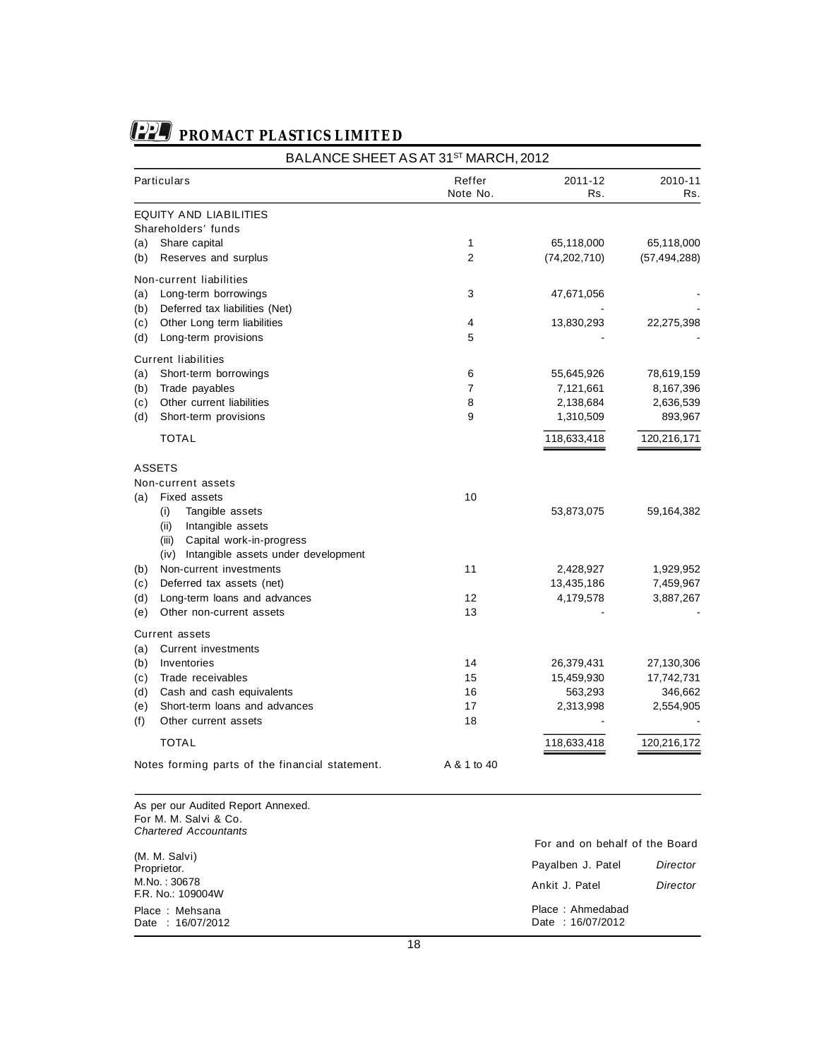# PROMACT PLASTICS LIMITED

## BALANCE SHEET AS AT 31ST MARCH, 2012

| Particulars | Reffer Note No. | 2011-12 Rs. | 2010-11 Rs. |
|---|---|---|---|
| **EQUITY AND LIABILITIES** | | | |
| Shareholders' funds | | | |
| (a) Share capital | 1 | 65,118,000 | 65,118,000 |
| (b) Reserves and surplus | 2 | (74,202,710) | (57,494,288) |
| Non-current liabilities | | | |
| (a) Long-term borrowings | 3 | 47,671,056 | - |
| (b) Deferred tax liabilities (Net) | | - | - |
| (c) Other Long term liabilities | 4 | 13,830,293 | 22,275,398 |
| (d) Long-term provisions | 5 | - | - |
| Current liabilities | | | |
| (a) Short-term borrowings | 6 | 55,645,926 | 78,619,159 |
| (b) Trade payables | 7 | 7,121,661 | 8,167,396 |
| (c) Other current liabilities | 8 | 2,138,684 | 2,636,539 |
| (d) Short-term provisions | 9 | 1,310,509 | 893,967 |
| TOTAL | | 118,633,418 | 120,216,171 |
| **ASSETS** | | | |
| Non-current assets | | | |
| (a) Fixed assets | 10 | | |
| (i) Tangible assets | | 53,873,075 | 59,164,382 |
| (ii) Intangible assets | | | |
| (iii) Capital work-in-progress | | | |
| (iv) Intangible assets under development | | | |
| (b) Non-current investments | 11 | 2,428,927 | 1,929,952 |
| (c) Deferred tax assets (net) | | 13,435,186 | 7,459,967 |
| (d) Long-term loans and advances | 12 | 4,179,578 | 3,887,267 |
| (e) Other non-current assets | 13 | - | - |
| Current assets | | | |
| (a) Current investments | | | |
| (b) Inventories | 14 | 26,379,431 | 27,130,306 |
| (c) Trade receivables | 15 | 15,459,930 | 17,742,731 |
| (d) Cash and cash equivalents | 16 | 563,293 | 346,662 |
| (e) Short-term loans and advances | 17 | 2,313,998 | 2,554,905 |
| (f) Other current assets | 18 | - | - |
| TOTAL | | 118,633,418 | 120,216,172 |
| Notes forming parts of the financial statement. | A & 1 to 40 | | |

As per our Audited Report Annexed.
For M. M. Salvi & Co.
*Chartered Accountants*

(M. M. Salvi)
Proprietor.
M.No. : 30678
F.R. No.: 109004W

Place : Mehsana
Date : 16/07/2012

For and on behalf of the Board

Payalben J. Patel — *Director*

Ankit J. Patel — *Director*

Place : Ahmedabad
Date : 16/07/2012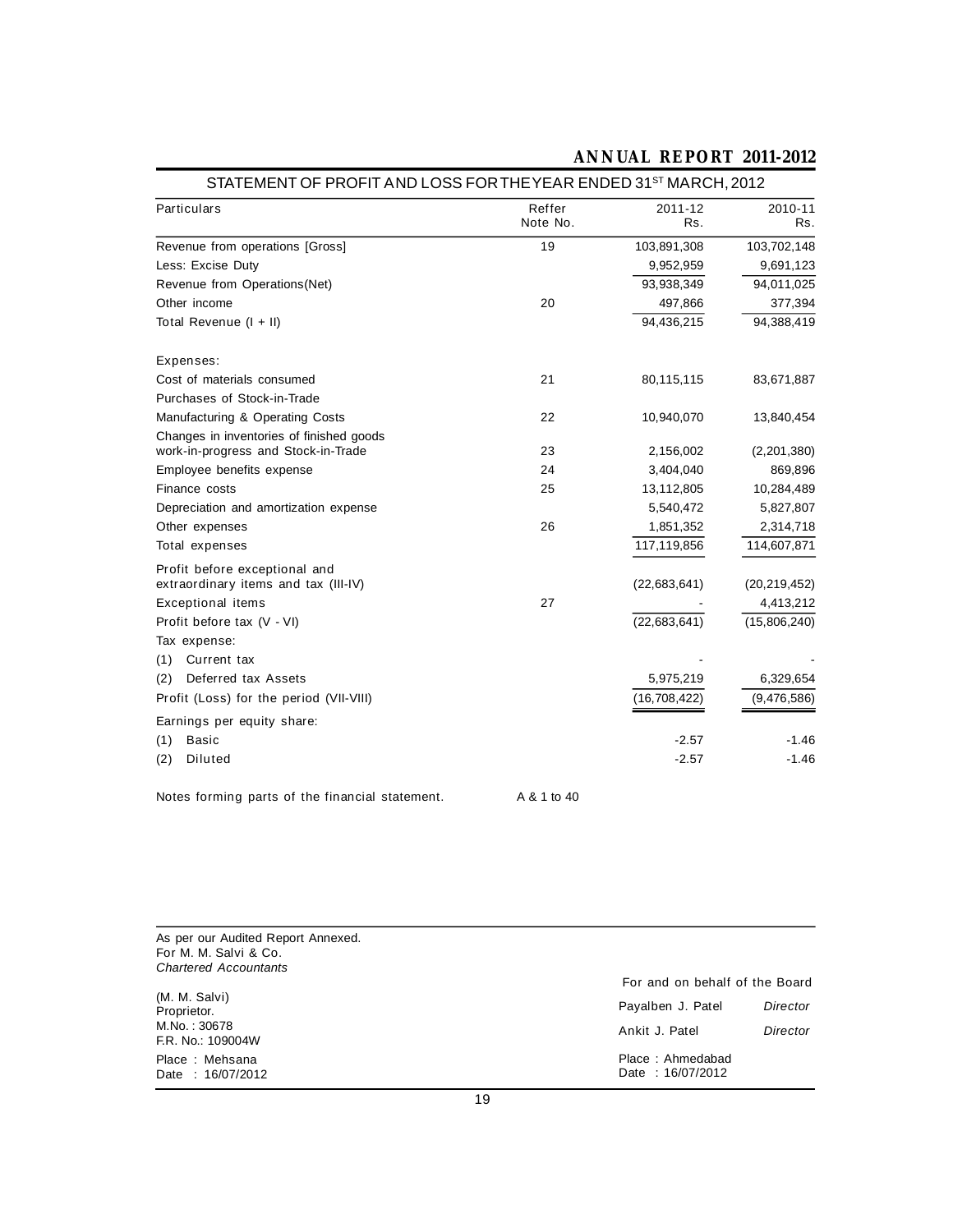## STATEMENT OF PROFIT AND LOSS FOR THE YEAR ENDED 31ST MARCH, 2012

| Particulars | Reffer Note No. | 2011-12 Rs. | 2010-11 Rs. |
|---|---|---|---|
| Revenue from operations [Gross] | 19 | 103,891,308 | 103,702,148 |
| Less: Excise Duty | | 9,952,959 | 9,691,123 |
| Revenue from Operations(Net) | | 93,938,349 | 94,011,025 |
| Other income | 20 | 497,866 | 377,394 |
| Total Revenue (I + II) | | 94,436,215 | 94,388,419 |
| Expenses: | | | |
| Cost of materials consumed | 21 | 80,115,115 | 83,671,887 |
| Purchases of Stock-in-Trade | | | |
| Manufacturing & Operating Costs | 22 | 10,940,070 | 13,840,454 |
| Changes in inventories of finished goods work-in-progress and Stock-in-Trade | 23 | 2,156,002 | (2,201,380) |
| Employee benefits expense | 24 | 3,404,040 | 869,896 |
| Finance costs | 25 | 13,112,805 | 10,284,489 |
| Depreciation and amortization expense | | 5,540,472 | 5,827,807 |
| Other expenses | 26 | 1,851,352 | 2,314,718 |
| Total expenses | | 117,119,856 | 114,607,871 |
| Profit before exceptional and extraordinary items and tax (III-IV) | | (22,683,641) | (20,219,452) |
| Exceptional items | 27 | - | 4,413,212 |
| Profit before tax (V - VI) | | (22,683,641) | (15,806,240) |
| Tax expense: | | | |
| (1) Current tax | | - | - |
| (2) Deferred tax Assets | | 5,975,219 | 6,329,654 |
| Profit (Loss) for the period (VII-VIII) | | (16,708,422) | (9,476,586) |
| Earnings per equity share: | | | |
| (1) Basic | | -2.57 | -1.46 |
| (2) Diluted | | -2.57 | -1.46 |

Notes forming parts of the financial statement. A & 1 to 40

As per our Audited Report Annexed.
For M. M. Salvi & Co.
*Chartered Accountants*

(M. M. Salvi)
Proprietor.
M.No. : 30678
F.R. No.: 109004W

Place : Mehsana
Date : 16/07/2012

For and on behalf of the Board

Payalben J. Patel *Director*

Ankit J. Patel *Director*

Place : Ahmedabad
Date : 16/07/2012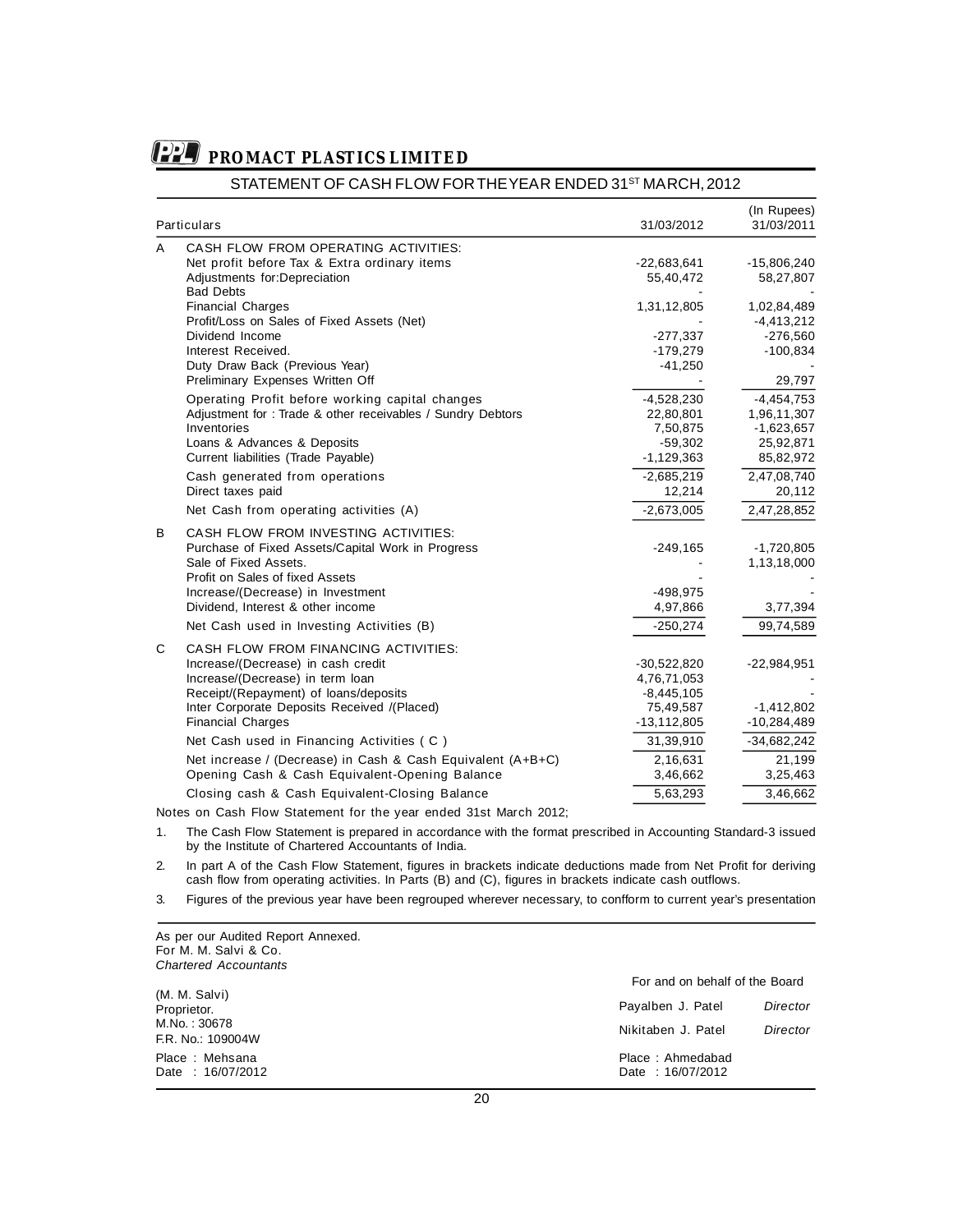# PROMACT PLASTICS LIMITED

## STATEMENT OF CASH FLOW FOR THE YEAR ENDED 31ST MARCH, 2012

| | Particulars | 31/03/2012 | (In Rupees) 31/03/2011 |
|---|---|---|---|
| A | CASH FLOW FROM OPERATING ACTIVITIES: | | |
| | Net profit before Tax & Extra ordinary items | -22,683,641 | -15,806,240 |
| | Adjustments for:Depreciation | 55,40,472 | 58,27,807 |
| | Bad Debts | - | - |
| | Financial Charges | 1,31,12,805 | 1,02,84,489 |
| | Profit/Loss on Sales of Fixed Assets (Net) | - | -4,413,212 |
| | Dividend Income | -277,337 | -276,560 |
| | Interest Received. | -179,279 | -100,834 |
| | Duty Draw Back (Previous Year) | -41,250 | - |
| | Preliminary Expenses Written Off | - | 29,797 |
| | Operating Profit before working capital changes | -4,528,230 | -4,454,753 |
| | Adjustment for : Trade & other receivables / Sundry Debtors | 22,80,801 | 1,96,11,307 |
| | Inventories | 7,50,875 | -1,623,657 |
| | Loans & Advances & Deposits | -59,302 | 25,92,871 |
| | Current liabilities (Trade Payable) | -1,129,363 | 85,82,972 |
| | Cash generated from operations | -2,685,219 | 2,47,08,740 |
| | Direct taxes paid | 12,214 | 20,112 |
| | Net Cash from operating activities (A) | -2,673,005 | 2,47,28,852 |
| B | CASH FLOW FROM INVESTING ACTIVITIES: | | |
| | Purchase of Fixed Assets/Capital Work in Progress | -249,165 | -1,720,805 |
| | Sale of Fixed Assets. | - | 1,13,18,000 |
| | Profit on Sales of fixed Assets | - | - |
| | Increase/(Decrease) in Investment | -498,975 | - |
| | Dividend, Interest & other income | 4,97,866 | 3,77,394 |
| | Net Cash used in Investing Activities (B) | -250,274 | 99,74,589 |
| C | CASH FLOW FROM FINANCING ACTIVITIES: | | |
| | Increase/(Decrease) in cash credit | -30,522,820 | -22,984,951 |
| | Increase/(Decrease) in term loan | 4,76,71,053 | - |
| | Receipt/(Repayment) of loans/deposits | -8,445,105 | - |
| | Inter Corporate Deposits Received /(Placed) | 75,49,587 | -1,412,802 |
| | Financial Charges | -13,112,805 | -10,284,489 |
| | Net Cash used in Financing Activities ( C ) | 31,39,910 | -34,682,242 |
| | Net increase / (Decrease) in Cash & Cash Equivalent (A+B+C) | 2,16,631 | 21,199 |
| | Opening Cash & Cash Equivalent-Opening Balance | 3,46,662 | 3,25,463 |
| | Closing cash & Cash Equivalent-Closing Balance | 5,63,293 | 3,46,662 |

Notes on Cash Flow Statement for the year ended 31st March 2012;

1. The Cash Flow Statement is prepared in accordance with the format prescribed in Accounting Standard-3 issued by the Institute of Chartered Accountants of India.
2. In part A of the Cash Flow Statement, figures in brackets indicate deductions made from Net Profit for deriving cash flow from operating activities. In Parts (B) and (C), figures in brackets indicate cash outflows.
3. Figures of the previous year have been regrouped wherever necessary, to confform to current year's presentation

As per our Audited Report Annexed.
For M. M. Salvi & Co.
*Chartered Accountants*

(M. M. Salvi)
Proprietor.
M.No. : 30678
F.R. No.: 109004W

Place : Mehsana
Date : 16/07/2012

For and on behalf of the Board

Payalben J. Patel *Director*

Nikitaben J. Patel *Director*

Place : Ahmedabad
Date : 16/07/2012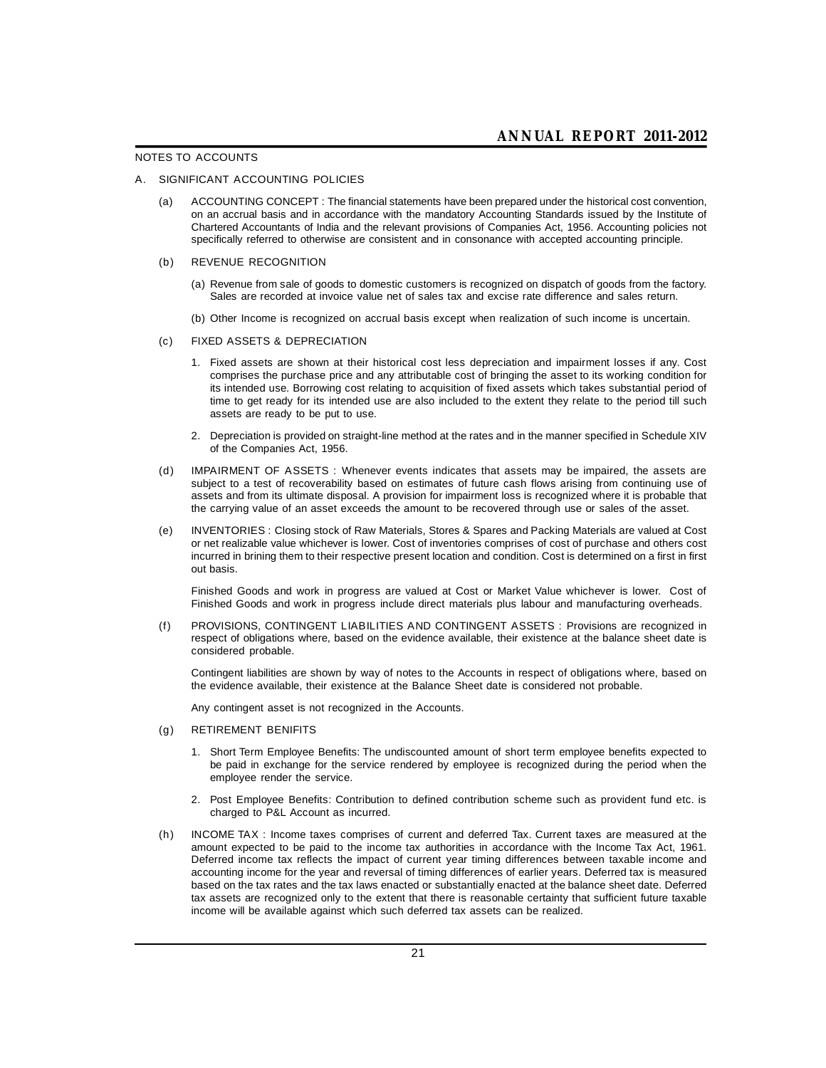NOTES TO ACCOUNTS

## A. SIGNIFICANT ACCOUNTING POLICIES

(a) ACCOUNTING CONCEPT : The financial statements have been prepared under the historical cost convention, on an accrual basis and in accordance with the mandatory Accounting Standards issued by the Institute of Chartered Accountants of India and the relevant provisions of Companies Act, 1956. Accounting policies not specifically referred to otherwise are consistent and in consonance with accepted accounting principle.

(b) REVENUE RECOGNITION

(a) Revenue from sale of goods to domestic customers is recognized on dispatch of goods from the factory. Sales are recorded at invoice value net of sales tax and excise rate difference and sales return.

(b) Other Income is recognized on accrual basis except when realization of such income is uncertain.

(c) FIXED ASSETS & DEPRECIATION

1. Fixed assets are shown at their historical cost less depreciation and impairment losses if any. Cost comprises the purchase price and any attributable cost of bringing the asset to its working condition for its intended use. Borrowing cost relating to acquisition of fixed assets which takes substantial period of time to get ready for its intended use are also included to the extent they relate to the period till such assets are ready to be put to use.

2. Depreciation is provided on straight-line method at the rates and in the manner specified in Schedule XIV of the Companies Act, 1956.

(d) IMPAIRMENT OF ASSETS : Whenever events indicates that assets may be impaired, the assets are subject to a test of recoverability based on estimates of future cash flows arising from continuing use of assets and from its ultimate disposal. A provision for impairment loss is recognized where it is probable that the carrying value of an asset exceeds the amount to be recovered through use or sales of the asset.

(e) INVENTORIES : Closing stock of Raw Materials, Stores & Spares and Packing Materials are valued at Cost or net realizable value whichever is lower. Cost of inventories comprises of cost of purchase and others cost incurred in brining them to their respective present location and condition. Cost is determined on a first in first out basis.

Finished Goods and work in progress are valued at Cost or Market Value whichever is lower. Cost of Finished Goods and work in progress include direct materials plus labour and manufacturing overheads.

(f) PROVISIONS, CONTINGENT LIABILITIES AND CONTINGENT ASSETS : Provisions are recognized in respect of obligations where, based on the evidence available, their existence at the balance sheet date is considered probable.

Contingent liabilities are shown by way of notes to the Accounts in respect of obligations where, based on the evidence available, their existence at the Balance Sheet date is considered not probable.

Any contingent asset is not recognized in the Accounts.

(g) RETIREMENT BENIFITS

1. Short Term Employee Benefits: The undiscounted amount of short term employee benefits expected to be paid in exchange for the service rendered by employee is recognized during the period when the employee render the service.

2. Post Employee Benefits: Contribution to defined contribution scheme such as provident fund etc. is charged to P&L Account as incurred.

(h) INCOME TAX : Income taxes comprises of current and deferred Tax. Current taxes are measured at the amount expected to be paid to the income tax authorities in accordance with the Income Tax Act, 1961. Deferred income tax reflects the impact of current year timing differences between taxable income and accounting income for the year and reversal of timing differences of earlier years. Deferred tax is measured based on the tax rates and the tax laws enacted or substantially enacted at the balance sheet date. Deferred tax assets are recognized only to the extent that there is reasonable certainty that sufficient future taxable income will be available against which such deferred tax assets can be realized.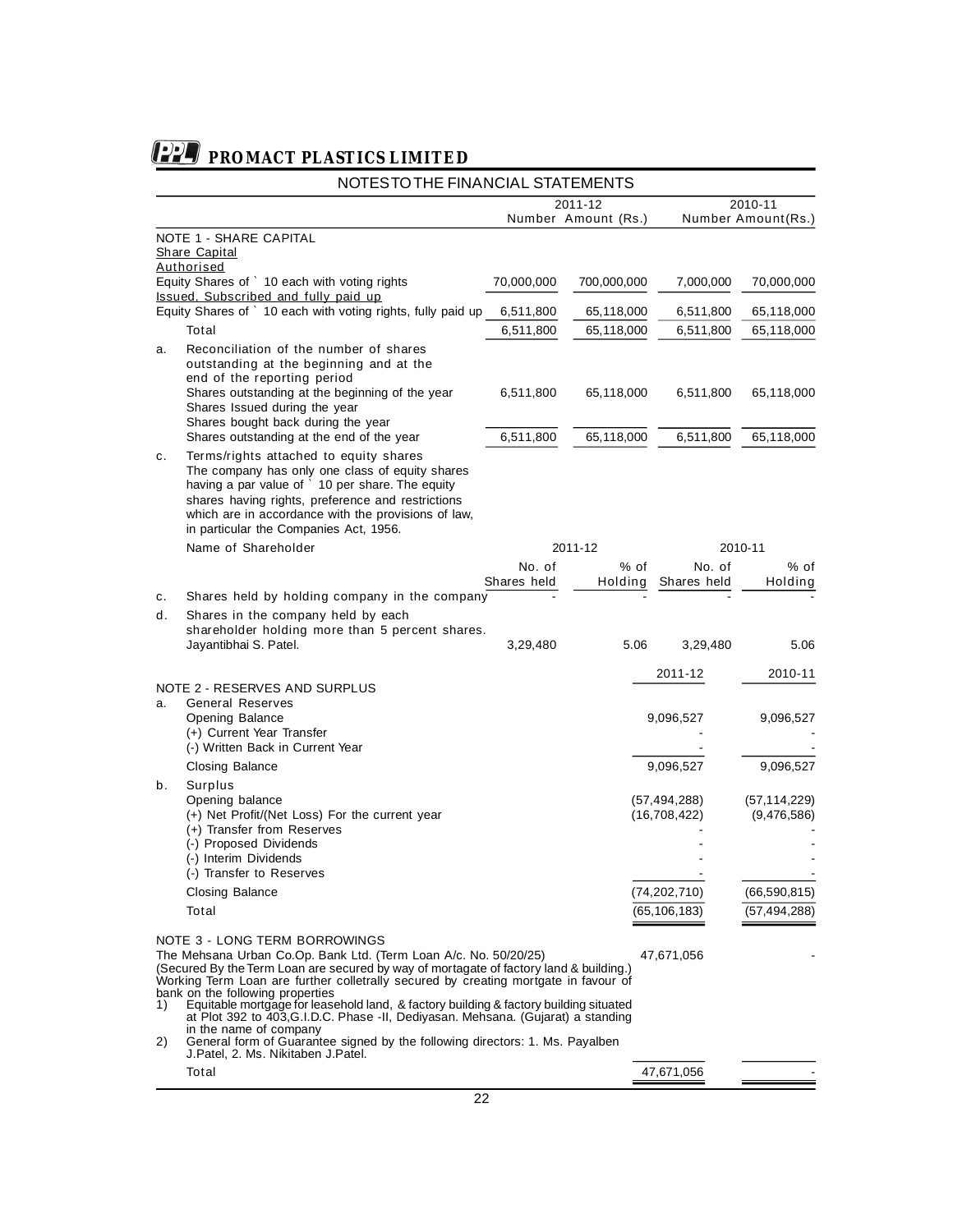# PROMACT PLASTICS LIMITED

## NOTES TO THE FINANCIAL STATEMENTS

| | 2011-12 Number | 2011-12 Amount (Rs.) | 2010-11 Number | 2010-11 Amount(Rs.) |
|---|---|---|---|---|
| **NOTE 1 - SHARE CAPITAL** | | | | |
| Share Capital | | | | |
| Authorised | | | | |
| Equity Shares of ` 10 each with voting rights | 70,000,000 | 700,000,000 | 7,000,000 | 70,000,000 |
| Issued, Subscribed and fully paid up | | | | |
| Equity Shares of ` 10 each with voting rights, fully paid up | 6,511,800 | 65,118,000 | 6,511,800 | 65,118,000 |
| Total | 6,511,800 | 65,118,000 | 6,511,800 | 65,118,000 |
| a. Reconciliation of the number of shares outstanding at the beginning and at the end of the reporting period | | | | |
| Shares outstanding at the beginning of the year | 6,511,800 | 65,118,000 | 6,511,800 | 65,118,000 |
| Shares Issued during the year | | | | |
| Shares bought back during the year | | | | |
| Shares outstanding at the end of the year | 6,511,800 | 65,118,000 | 6,511,800 | 65,118,000 |

c. Terms/rights attached to equity shares
The company has only one class of equity shares having a par value of ` 10 per share. The equity shares having rights, preference and restrictions which are in accordance with the provisions of law, in particular the Companies Act, 1956.

| Name of Shareholder | 2011-12 No. of Shares held | 2011-12 % of Holding | 2010-11 No. of Shares held | 2010-11 % of Holding |
|---|---|---|---|---|
| c. Shares held by holding company in the company | - | - | - | - |
| d. Shares in the company held by each shareholder holding more than 5 percent shares. | | | | |
| Jayantibhai S. Patel. | 3,29,480 | 5.06 | 3,29,480 | 5.06 |

| | 2011-12 | 2010-11 |
|---|---|---|
| **NOTE 2 - RESERVES AND SURPLUS** | | |
| a. General Reserves | | |
| Opening Balance | 9,096,527 | 9,096,527 |
| (+) Current Year Transfer | - | - |
| (-) Written Back in Current Year | - | - |
| Closing Balance | 9,096,527 | 9,096,527 |
| b. Surplus | | |
| Opening balance | (57,494,288) | (57,114,229) |
| (+) Net Profit/(Net Loss) For the current year | (16,708,422) | (9,476,586) |
| (+) Transfer from Reserves | - | - |
| (-) Proposed Dividends | - | - |
| (-) Interim Dividends | - | - |
| (-) Transfer to Reserves | - | - |
| Closing Balance | (74,202,710) | (66,590,815) |
| Total | (65,106,183) | (57,494,288) |
| **NOTE 3 - LONG TERM BORROWINGS** | | |
| The Mehsana Urban Co.Op. Bank Ltd. (Term Loan A/c. No. 50/20/25) (Secured By the Term Loan are secured by way of mortagate of factory land & building.) Working Term Loan are further colletrally secured by creating mortgate in favour of bank on the following properties<br>1) Equitable mortgage for leasehold land, & factory building & factory building situated at Plot 392 to 403,G.I.D.C. Phase -II, Dediyasan. Mehsana. (Gujarat) a standing in the name of company<br>2) General form of Guarantee signed by the following directors: 1. Ms. Payalben J.Patel, 2. Ms. Nikitaben J.Patel. | 47,671,056 | - |
| Total | 47,671,056 | - |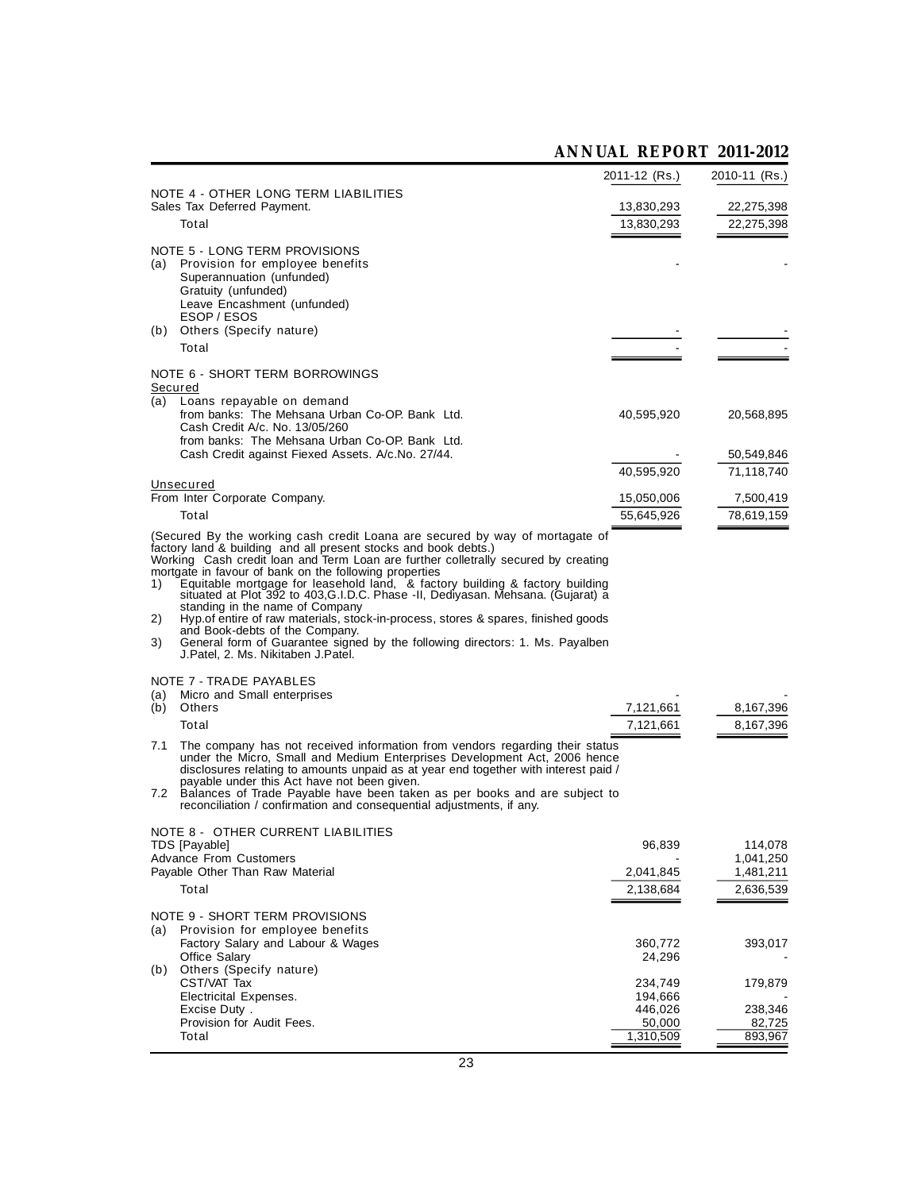| | 2011-12 (Rs.) | 2010-11 (Rs.) |
|---|---|---|
| **NOTE 4 - OTHER LONG TERM LIABILITIES** | | |
| Sales Tax Deferred Payment. | 13,830,293 | 22,275,398 |
| Total | 13,830,293 | 22,275,398 |
| **NOTE 5 - LONG TERM PROVISIONS** | | |
| (a) Provision for employee benefits | - | - |
| Superannuation (unfunded) | | |
| Gratuity (unfunded) | | |
| Leave Encashment (unfunded) | | |
| ESOP / ESOS | | |
| (b) Others (Specify nature) | - | - |
| Total | - | - |
| **NOTE 6 - SHORT TERM BORROWINGS** | | |
| Secured | | |
| (a) Loans repayable on demand | | |
| from banks: The Mehsana Urban Co-OP. Bank Ltd. Cash Credit A/c. No. 13/05/260 | 40,595,920 | 20,568,895 |
| from banks: The Mehsana Urban Co-OP. Bank Ltd. Cash Credit against Fiexed Assets. A/c.No. 27/44. | - | 50,549,846 |
| | 40,595,920 | 71,118,740 |
| Unsecured | | |
| From Inter Corporate Company. | 15,050,006 | 7,500,419 |
| Total | 55,645,926 | 78,619,159 |

(Secured By the working cash credit Loana are secured by way of mortagate of factory land & building and all present stocks and book debts.)
Working Cash credit loan and Term Loan are further colletrally secured by creating mortgate in favour of bank on the following properties

1) Equitable mortgage for leasehold land, & factory building & factory building situated at Plot 392 to 403,G.I.D.C. Phase -II, Dediyasan. Mehsana. (Gujarat) a standing in the name of Company
2) Hyp.of entire of raw materials, stock-in-process, stores & spares, finished goods and Book-debts of the Company.
3) General form of Guarantee signed by the following directors: 1. Ms. Payalben J.Patel, 2. Ms. Nikitaben J.Patel.

| | 2011-12 (Rs.) | 2010-11 (Rs.) |
|---|---|---|
| **NOTE 7 - TRADE PAYABLES** | | |
| (a) Micro and Small enterprises | - | - |
| (b) Others | 7,121,661 | 8,167,396 |
| Total | 7,121,661 | 8,167,396 |

7.1 The company has not received information from vendors regarding their status under the Micro, Small and Medium Enterprises Development Act, 2006 hence disclosures relating to amounts unpaid as at year end together with interest paid / payable under this Act have not been given.

7.2 Balances of Trade Payable have been taken as per books and are subject to reconciliation / confirmation and consequential adjustments, if any.

| | 2011-12 (Rs.) | 2010-11 (Rs.) |
|---|---|---|
| **NOTE 8 - OTHER CURRENT LIABILITIES** | | |
| TDS [Payable] | 96,839 | 114,078 |
| Advance From Customers | - | 1,041,250 |
| Payable Other Than Raw Material | 2,041,845 | 1,481,211 |
| Total | 2,138,684 | 2,636,539 |
| **NOTE 9 - SHORT TERM PROVISIONS** | | |
| (a) Provision for employee benefits | | |
| Factory Salary and Labour & Wages | 360,772 | 393,017 |
| Office Salary | 24,296 | - |
| (b) Others (Specify nature) | | |
| CST/VAT Tax | 234,749 | 179,879 |
| Electricital Expenses. | 194,666 | - |
| Excise Duty . | 446,026 | 238,346 |
| Provision for Audit Fees. | 50,000 | 82,725 |
| Total | 1,310,509 | 893,967 |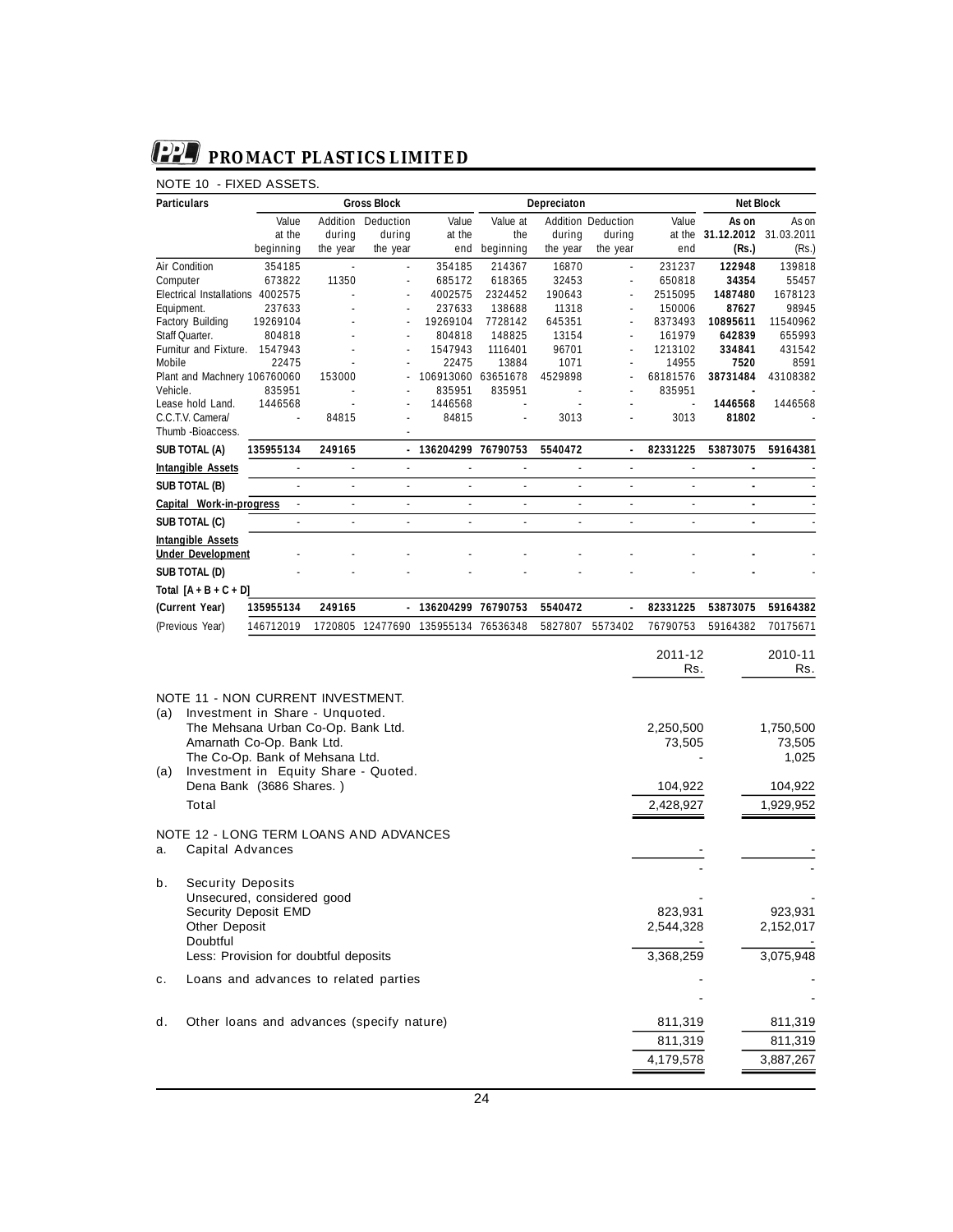## PROMACT PLASTICS LIMITED

NOTE 10 - FIXED ASSETS.

| Particulars | Gross Block | | | | Depreciaton | | | | Net Block | |
|---|---|---|---|---|---|---|---|---|---|---|
| | Value at the beginning | Addition during the year | Deduction during the year | Value at the end | Value at the beginning | Addition during the year | Deduction during the year | Value at the end | As on 31.12.2012 (Rs.) | As on 31.03.2011 (Rs.) |
| Air Condition | 354185 | - | - | 354185 | 214367 | 16870 | - | 231237 | **122948** | 139818 |
| Computer | 673822 | 11350 | - | 685172 | 618365 | 32453 | - | 650818 | **34354** | 55457 |
| Electrical Installations | 4002575 | - | - | 4002575 | 2324452 | 190643 | - | 2515095 | **1487480** | 1678123 |
| Equipment. | 237633 | - | - | 237633 | 138688 | 11318 | - | 150006 | **87627** | 98945 |
| Factory Building | 19269104 | - | - | 19269104 | 7728142 | 645351 | - | 8373493 | **10895611** | 11540962 |
| Staff Quarter. | 804818 | - | - | 804818 | 148825 | 13154 | - | 161979 | **642839** | 655993 |
| Furnitur and Fixture. | 1547943 | - | - | 1547943 | 1116401 | 96701 | - | 1213102 | **334841** | 431542 |
| Mobile | 22475 | - | - | 22475 | 13884 | 1071 | - | 14955 | **7520** | 8591 |
| Plant and Machnery | 106760060 | 153000 | - | 106913060 | 63651678 | 4529898 | - | 68181576 | **38731484** | 43108382 |
| Vehicle. | 835951 | - | - | 835951 | 835951 | - | - | 835951 | **-** | - |
| Lease hold Land. | 1446568 | - | - | 1446568 | - | - | - | - | **1446568** | 1446568 |
| C.C.T.V. Camera/ Thumb -Bioaccess. | - | 84815 | - | 84815 | - | 3013 | - | 3013 | **81802** | - |
| **SUB TOTAL (A)** | **135955134** | **249165** | **-** | **136204299** | **76790753** | **5540472** | **-** | **82331225** | **53873075** | **59164381** |
| **Intangible Assets** | - | - | - | - | - | - | - | - | **-** | - |
| **SUB TOTAL (B)** | - | - | - | - | - | - | - | - | **-** | - |
| **Capital Work-in-progress** | - | - | - | - | - | - | - | - | **-** | - |
| **SUB TOTAL (C)** | - | - | - | - | - | - | - | - | **-** | - |
| **Intangible Assets Under Development** | - | - | - | - | - | - | - | - | **-** | - |
| **SUB TOTAL (D)** | - | - | - | - | - | - | - | - | **-** | - |
| **Total [A + B + C + D]** | | | | | | | | | | |
| **(Current Year)** | **135955134** | **249165** | **-** | **136204299** | **76790753** | **5540472** | **-** | **82331225** | **53873075** | **59164382** |
| (Previous Year) | 146712019 | 1720805 | 12477690 | 135955134 | 76536348 | 5827807 | 5573402 | 76790753 | 59164382 | 70175671 |

| | 2011-12 Rs. | 2010-11 Rs. |
|---|---|---|
| **NOTE 11 - NON CURRENT INVESTMENT.** | | |
| (a) Investment in Share - Unquoted. | | |
| The Mehsana Urban Co-Op. Bank Ltd. | 2,250,500 | 1,750,500 |
| Amarnath Co-Op. Bank Ltd. | 73,505 | 73,505 |
| The Co-Op. Bank of Mehsana Ltd. | - | 1,025 |
| (a) Investment in Equity Share - Quoted. | | |
| Dena Bank (3686 Shares. ) | 104,922 | 104,922 |
| Total | 2,428,927 | 1,929,952 |
| **NOTE 12 - LONG TERM LOANS AND ADVANCES** | | |
| a. Capital Advances | - | - |
| | - | - |
| b. Security Deposits | | |
| Unsecured, considered good | - | - |
| Security Deposit EMD | 823,931 | 923,931 |
| Other Deposit | 2,544,328 | 2,152,017 |
| Doubtful | - | - |
| Less: Provision for doubtful deposits | 3,368,259 | 3,075,948 |
| c. Loans and advances to related parties | - | - |
| | - | - |
| d. Other loans and advances (specify nature) | 811,319 | 811,319 |
| | 811,319 | 811,319 |
| | 4,179,578 | 3,887,267 |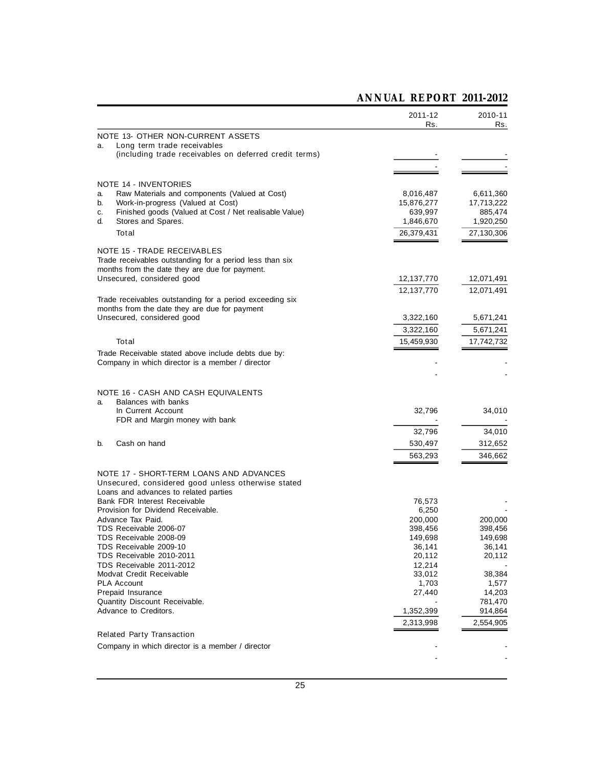| | 2011-12 Rs. | 2010-11 Rs. |
|---|---|---|
| **NOTE 13- OTHER NON-CURRENT ASSETS** | | |
| a. Long term trade receivables (including trade receivables on deferred credit terms) | - | - |
| | - | - |
| **NOTE 14 - INVENTORIES** | | |
| a. Raw Materials and components (Valued at Cost) | 8,016,487 | 6,611,360 |
| b. Work-in-progress (Valued at Cost) | 15,876,277 | 17,713,222 |
| c. Finished goods (Valued at Cost / Net realisable Value) | 639,997 | 885,474 |
| d. Stores and Spares. | 1,846,670 | 1,920,250 |
| Total | 26,379,431 | 27,130,306 |
| **NOTE 15 - TRADE RECEIVABLES** | | |
| Trade receivables outstanding for a period less than six months from the date they are due for payment. | | |
| Unsecured, considered good | 12,137,770 | 12,071,491 |
| | 12,137,770 | 12,071,491 |
| Trade receivables outstanding for a period exceeding six months from the date they are due for payment | | |
| Unsecured, considered good | 3,322,160 | 5,671,241 |
| | 3,322,160 | 5,671,241 |
| Total | 15,459,930 | 17,742,732 |
| Trade Receivable stated above include debts due by: | | |
| Company in which director is a member / director | - | - |
| | - | - |
| **NOTE 16 - CASH AND CASH EQUIVALENTS** | | |
| a. Balances with banks | | |
| In Current Account | 32,796 | 34,010 |
| FDR and Margin money with bank | - | - |
| | 32,796 | 34,010 |
| b. Cash on hand | 530,497 | 312,652 |
| | 563,293 | 346,662 |
| **NOTE 17 - SHORT-TERM LOANS AND ADVANCES** | | |
| Unsecured, considered good unless otherwise stated | | |
| Loans and advances to related parties | | |
| Bank FDR Interest Receivable | 76,573 | - |
| Provision for Dividend Receivable. | 6,250 | - |
| Advance Tax Paid. | 200,000 | 200,000 |
| TDS Receivable 2006-07 | 398,456 | 398,456 |
| TDS Receivable 2008-09 | 149,698 | 149,698 |
| TDS Receivable 2009-10 | 36,141 | 36,141 |
| TDS Receivable 2010-2011 | 20,112 | 20,112 |
| TDS Receivable 2011-2012 | 12,214 | - |
| Modvat Credit Receivable | 33,012 | 38,384 |
| PLA Account | 1,703 | 1,577 |
| Prepaid Insurance | 27,440 | 14,203 |
| Quantity Discount Receivable. | - | 781,470 |
| Advance to Creditors. | 1,352,399 | 914,864 |
| | 2,313,998 | 2,554,905 |
| Related Party Transaction | | |
| Company in which director is a member / director | - | - |
| | - | - |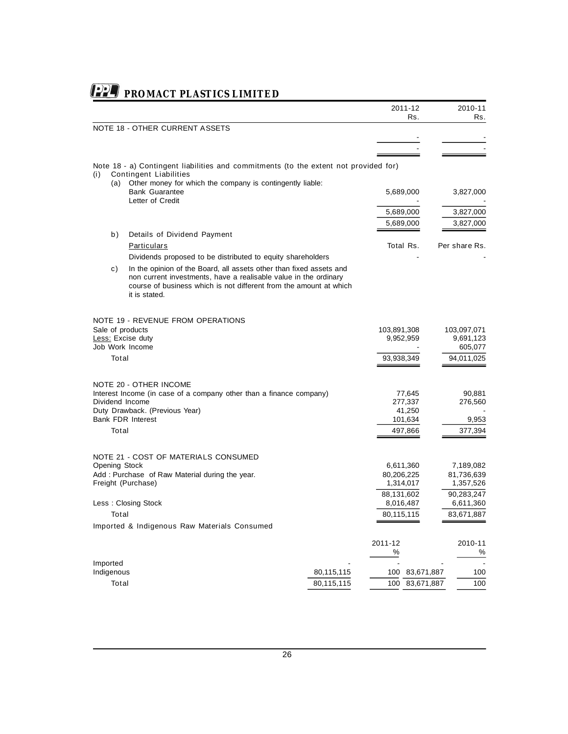# PROMACT PLASTICS LIMITED

| | 2011-12 Rs. | 2010-11 Rs. |
|---|---|---|
| **NOTE 18 - OTHER CURRENT ASSETS** | | |
| | - | - |
| | - | - |

Note 18 - a) Contingent liabilities and commitments (to the extent not provided for)

(i) Contingent Liabilities

| | 2011-12 Rs. | 2010-11 Rs. |
|---|---|---|
| (a) Other money for which the company is contingently liable: | | |
| Bank Guarantee | 5,689,000 | 3,827,000 |
| Letter of Credit | - | - |
| | 5,689,000 | 3,827,000 |
| | 5,689,000 | 3,827,000 |

b) Details of Dividend Payment

| Particulars | Total Rs. | Per share Rs. |
|---|---|---|
| Dividends proposed to be distributed to equity shareholders | - | - |

c) In the opinion of the Board, all assets other than fixed assets and non current investments, have a realisable value in the ordinary course of business which is not different from the amount at which it is stated.

**NOTE 19 - REVENUE FROM OPERATIONS**

| | 2011-12 Rs. | 2010-11 Rs. |
|---|---|---|
| Sale of products | 103,891,308 | 103,097,071 |
| Less: Excise duty | 9,952,959 | 9,691,123 |
| Job Work Income | - | 605,077 |
| Total | 93,938,349 | 94,011,025 |

**NOTE 20 - OTHER INCOME**

| | 2011-12 Rs. | 2010-11 Rs. |
|---|---|---|
| Interest Income (in case of a company other than a finance company) | 77,645 | 90,881 |
| Dividend Income | 277,337 | 276,560 |
| Duty Drawback. (Previous Year) | 41,250 | - |
| Bank FDR Interest | 101,634 | 9,953 |
| Total | 497,866 | 377,394 |

**NOTE 21 - COST OF MATERIALS CONSUMED**

| | 2011-12 Rs. | 2010-11 Rs. |
|---|---|---|
| Opening Stock | 6,611,360 | 7,189,082 |
| Add : Purchase of Raw Material during the year. | 80,206,225 | 81,736,639 |
| Freight (Purchase) | 1,314,017 | 1,357,526 |
| | 88,131,602 | 90,283,247 |
| Less : Closing Stock | 8,016,487 | 6,611,360 |
| Total | 80,115,115 | 83,671,887 |

Imported & Indigenous Raw Materials Consumed

| | 2011-12 | % | 2010-11 | % |
|---|---|---|---|---|
| Imported | - | - | - | - |
| Indigenous | 80,115,115 | 100 | 83,671,887 | 100 |
| Total | 80,115,115 | 100 | 83,671,887 | 100 |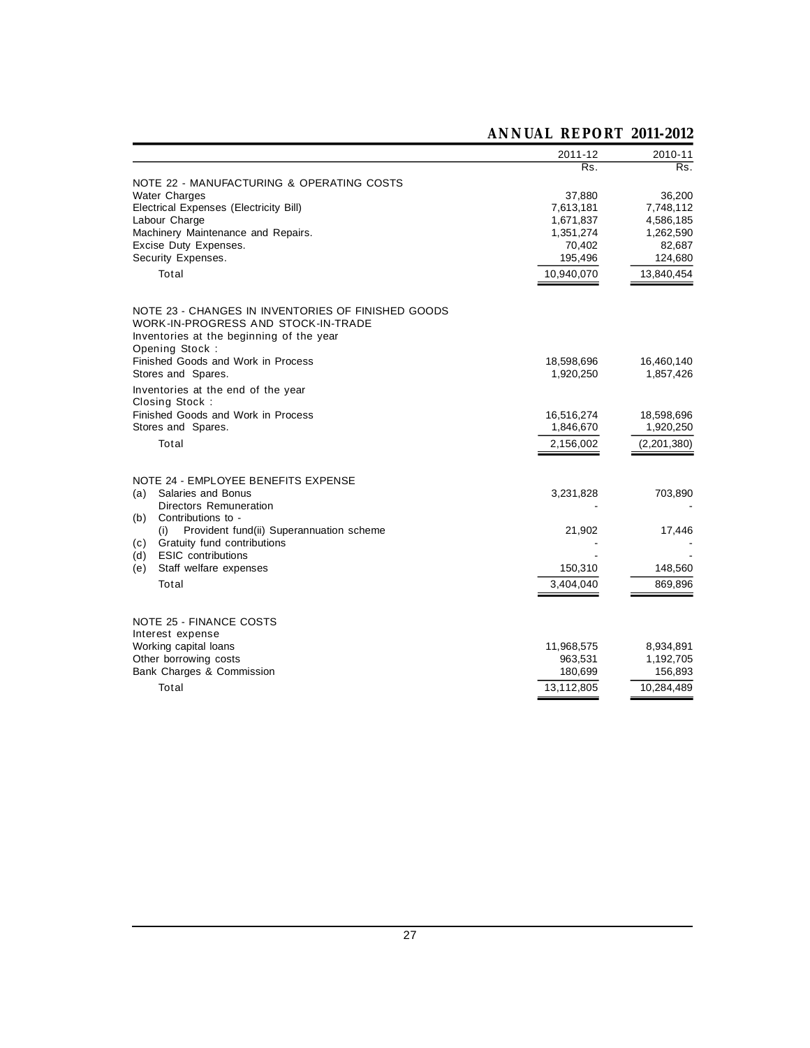| | 2011-12 | 2010-11 |
|---|---|---|
| | Rs. | Rs. |
| **NOTE 22 - MANUFACTURING & OPERATING COSTS** | | |
| Water Charges | 37,880 | 36,200 |
| Electrical Expenses (Electricity Bill) | 7,613,181 | 7,748,112 |
| Labour Charge | 1,671,837 | 4,586,185 |
| Machinery Maintenance and Repairs. | 1,351,274 | 1,262,590 |
| Excise Duty Expenses. | 70,402 | 82,687 |
| Security Expenses. | 195,496 | 124,680 |
| Total | 10,940,070 | 13,840,454 |
| **NOTE 23 - CHANGES IN INVENTORIES OF FINISHED GOODS WORK-IN-PROGRESS AND STOCK-IN-TRADE** | | |
| Inventories at the beginning of the year | | |
| Opening Stock : | | |
| Finished Goods and Work in Process | 18,598,696 | 16,460,140 |
| Stores and Spares. | 1,920,250 | 1,857,426 |
| Inventories at the end of the year | | |
| Closing Stock : | | |
| Finished Goods and Work in Process | 16,516,274 | 18,598,696 |
| Stores and Spares. | 1,846,670 | 1,920,250 |
| Total | 2,156,002 | (2,201,380) |
| **NOTE 24 - EMPLOYEE BENEFITS EXPENSE** | | |
| (a) Salaries and Bonus | 3,231,828 | 703,890 |
| Directors Remuneration | - | - |
| (b) Contributions to - | | |
| (i) Provident fund(ii) Superannuation scheme | 21,902 | 17,446 |
| (c) Gratuity fund contributions | - | - |
| (d) ESIC contributions | - | - |
| (e) Staff welfare expenses | 150,310 | 148,560 |
| Total | 3,404,040 | 869,896 |
| **NOTE 25 - FINANCE COSTS** | | |
| Interest expense | | |
| Working capital loans | 11,968,575 | 8,934,891 |
| Other borrowing costs | 963,531 | 1,192,705 |
| Bank Charges & Commission | 180,699 | 156,893 |
| Total | 13,112,805 | 10,284,489 |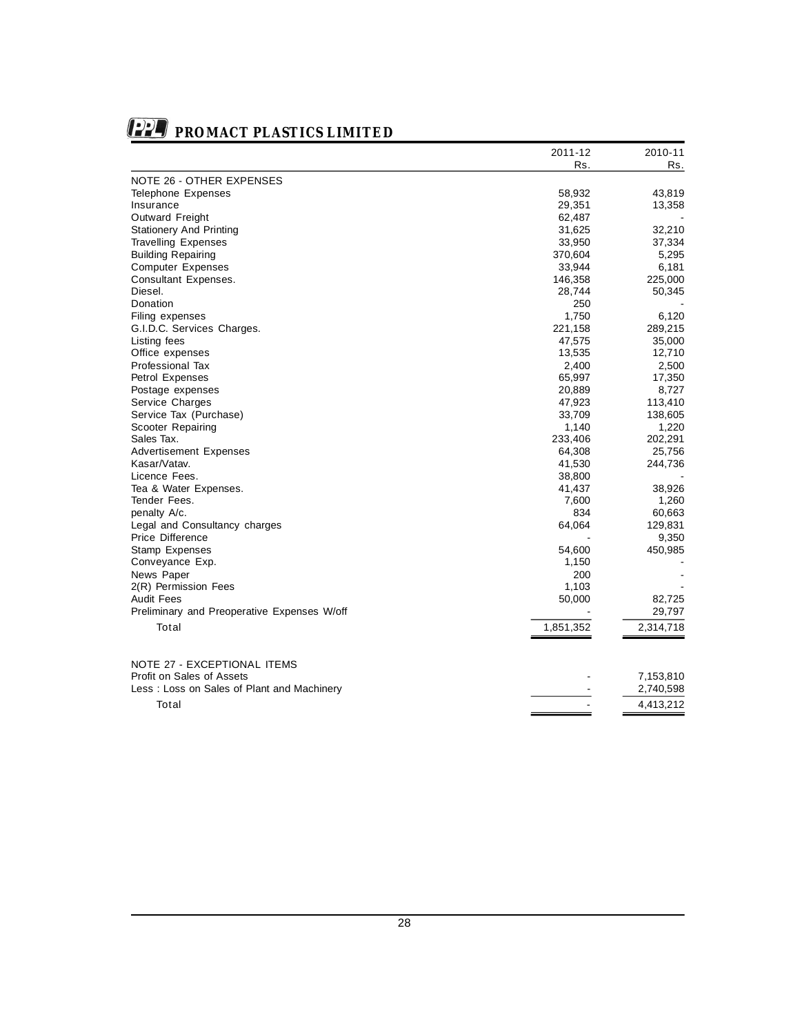| | 2011-12 Rs. | 2010-11 Rs. |
|---|---|---|
| NOTE 26 - OTHER EXPENSES | | |
| Telephone Expenses | 58,932 | 43,819 |
| Insurance | 29,351 | 13,358 |
| Outward Freight | 62,487 | - |
| Stationery And Printing | 31,625 | 32,210 |
| Travelling Expenses | 33,950 | 37,334 |
| Building Repairing | 370,604 | 5,295 |
| Computer Expenses | 33,944 | 6,181 |
| Consultant Expenses. | 146,358 | 225,000 |
| Diesel. | 28,744 | 50,345 |
| Donation | 250 | - |
| Filing expenses | 1,750 | 6,120 |
| G.I.D.C. Services Charges. | 221,158 | 289,215 |
| Listing fees | 47,575 | 35,000 |
| Office expenses | 13,535 | 12,710 |
| Professional Tax | 2,400 | 2,500 |
| Petrol Expenses | 65,997 | 17,350 |
| Postage expenses | 20,889 | 8,727 |
| Service Charges | 47,923 | 113,410 |
| Service Tax (Purchase) | 33,709 | 138,605 |
| Scooter Repairing | 1,140 | 1,220 |
| Sales Tax. | 233,406 | 202,291 |
| Advertisement Expenses | 64,308 | 25,756 |
| Kasar/Vatav. | 41,530 | 244,736 |
| Licence Fees. | 38,800 | - |
| Tea & Water Expenses. | 41,437 | 38,926 |
| Tender Fees. | 7,600 | 1,260 |
| penalty A/c. | 834 | 60,663 |
| Legal and Consultancy charges | 64,064 | 129,831 |
| Price Difference | - | 9,350 |
| Stamp Expenses | 54,600 | 450,985 |
| Conveyance Exp. | 1,150 | - |
| News Paper | 200 | - |
| 2(R) Permission Fees | 1,103 | - |
| Audit Fees | 50,000 | 82,725 |
| Preliminary and Preoperative Expenses W/off | - | 29,797 |
| Total | 1,851,352 | 2,314,718 |

| | 2011-12 Rs. | 2010-11 Rs. |
|---|---|---|
| NOTE 27 - EXCEPTIONAL ITEMS | | |
| Profit on Sales of Assets | - | 7,153,810 |
| Less : Loss on Sales of Plant and Machinery | - | 2,740,598 |
| Total | - | 4,413,212 |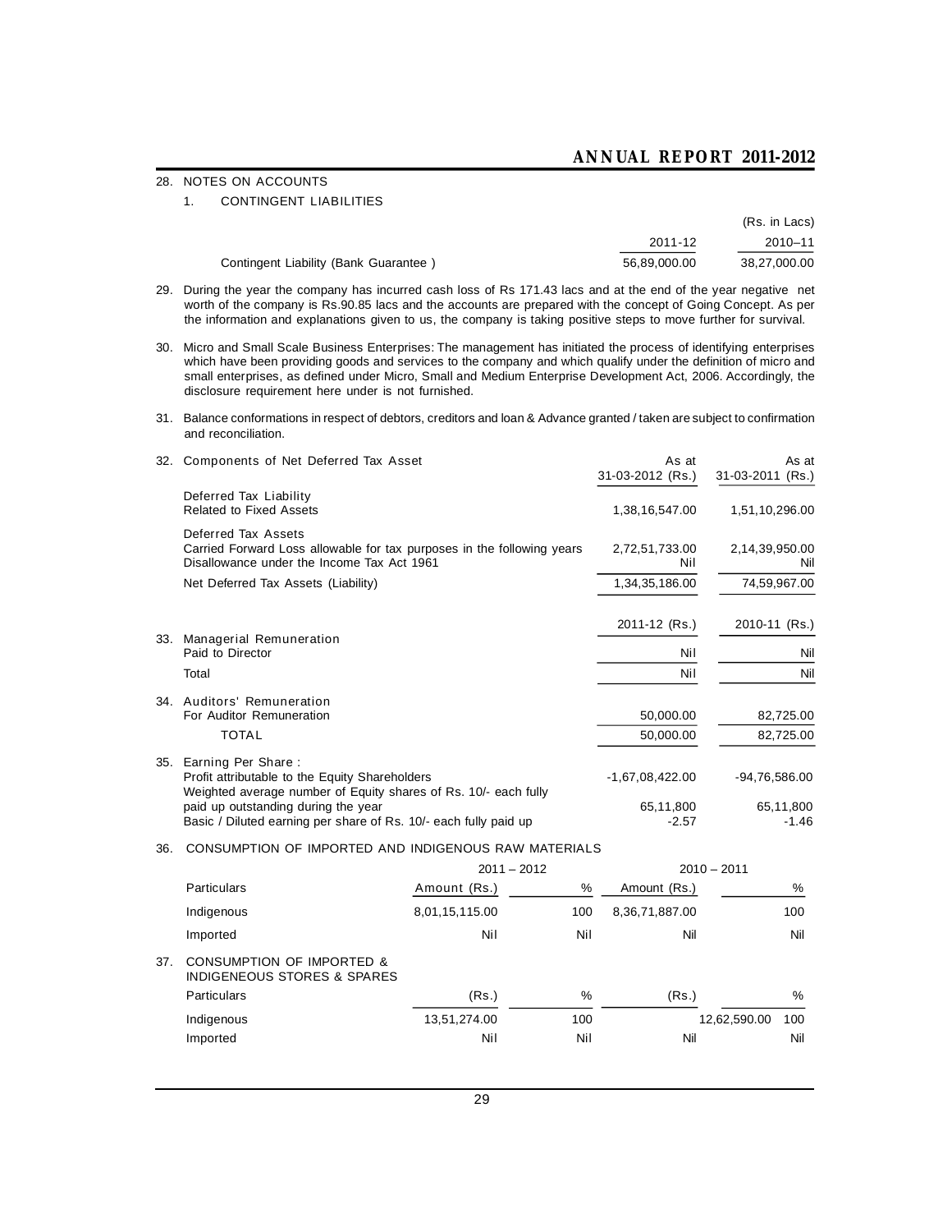28. NOTES ON ACCOUNTS

1. CONTINGENT LIABILITIES

|  | 2011-12 | 2010–11 |
|---|---|---|
|  | (Rs. in Lacs) |  |
| Contingent Liability (Bank Guarantee ) | 56,89,000.00 | 38,27,000.00 |

29. During the year the company has incurred cash loss of Rs 171.43 lacs and at the end of the year negative net worth of the company is Rs.90.85 lacs and the accounts are prepared with the concept of Going Concept. As per the information and explanations given to us, the company is taking positive steps to move further for survival.

30. Micro and Small Scale Business Enterprises: The management has initiated the process of identifying enterprises which have been providing goods and services to the company and which qualify under the definition of micro and small enterprises, as defined under Micro, Small and Medium Enterprise Development Act, 2006. Accordingly, the disclosure requirement here under is not furnished.

31. Balance conformations in respect of debtors, creditors and loan & Advance granted / taken are subject to confirmation and reconciliation.

32. Components of Net Deferred Tax Asset

|  | As at 31-03-2012 (Rs.) | As at 31-03-2011 (Rs.) |
|---|---|---|
| Deferred Tax Liability |  |  |
| Related to Fixed Assets | 1,38,16,547.00 | 1,51,10,296.00 |
| Deferred Tax Assets |  |  |
| Carried Forward Loss allowable for tax purposes in the following years | 2,72,51,733.00 | 2,14,39,950.00 |
| Disallowance under the Income Tax Act 1961 | Nil | Nil |
| Net Deferred Tax Assets (Liability) | 1,34,35,186.00 | 74,59,967.00 |

|  | 2011-12 (Rs.) | 2010-11 (Rs.) |
|---|---|---|
| 33. Managerial Remuneration |  |  |
| Paid to Director | Nil | Nil |
| Total | Nil | Nil |
| 34. Auditors' Remuneration |  |  |
| For Auditor Remuneration | 50,000.00 | 82,725.00 |
| TOTAL | 50,000.00 | 82,725.00 |
| 35. Earning Per Share : |  |  |
| Profit attributable to the Equity Shareholders | -1,67,08,422.00 | -94,76,586.00 |
| Weighted average number of Equity shares of Rs. 10/- each fully paid up outstanding during the year | 65,11,800 | 65,11,800 |
| Basic / Diluted earning per share of Rs. 10/- each fully paid up | -2.57 | -1.46 |

36. CONSUMPTION OF IMPORTED AND INDIGENOUS RAW MATERIALS

|  | 2011 – 2012 |  | 2010 – 2011 |  |
|---|---|---|---|---|
| Particulars | Amount (Rs.) | % | Amount (Rs.) | % |
| Indigenous | 8,01,15,115.00 | 100 | 8,36,71,887.00 | 100 |
| Imported | Nil | Nil | Nil | Nil |

37. CONSUMPTION OF IMPORTED & INDIGENEOUS STORES & SPARES

| Particulars | (Rs.) | % | (Rs.) | % |
|---|---|---|---|---|
| Indigenous | 13,51,274.00 | 100 | 12,62,590.00 | 100 |
| Imported | Nil | Nil | Nil | Nil |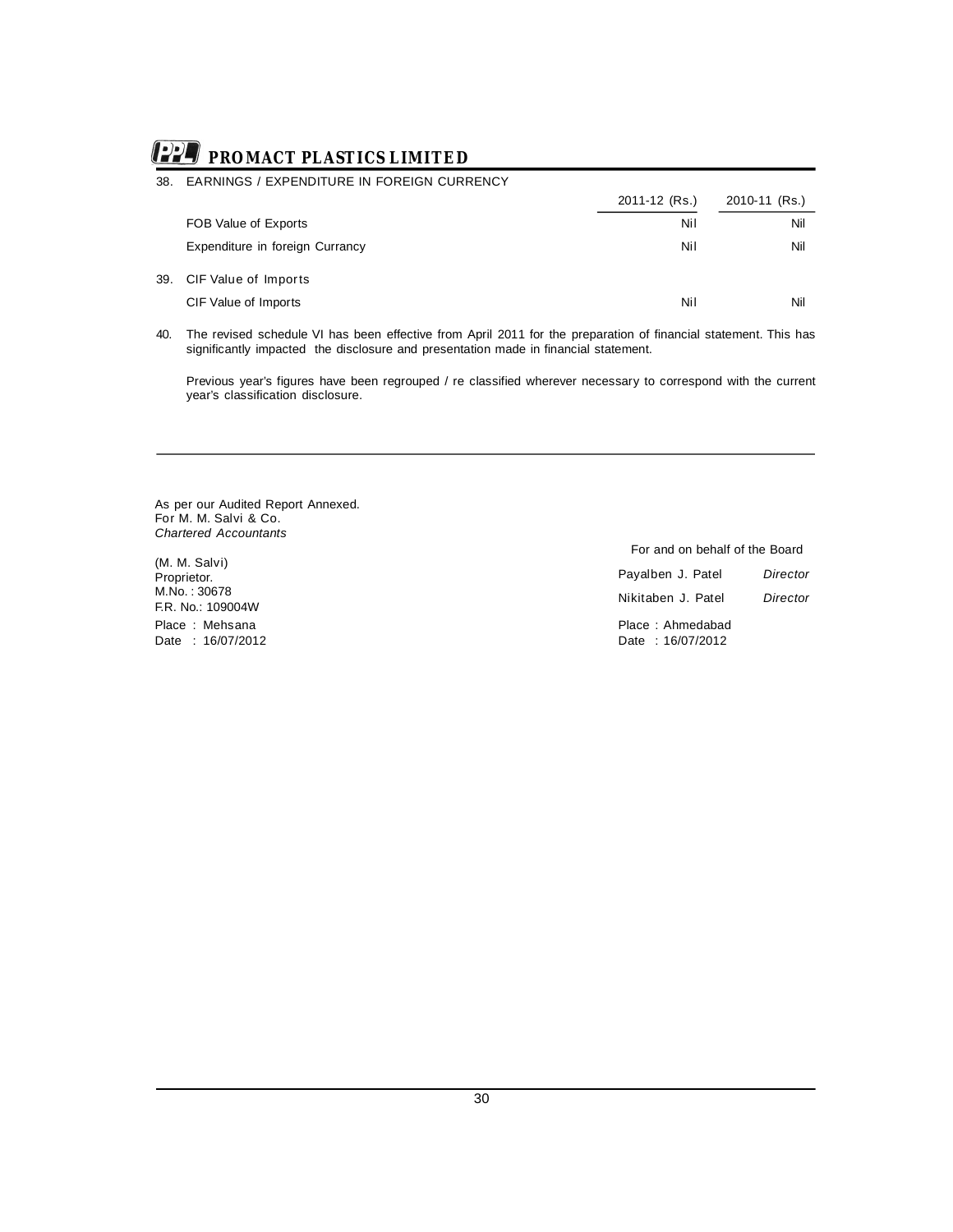38. EARNINGS / EXPENDITURE IN FOREIGN CURRENCY

| | 2011-12 (Rs.) | 2010-11 (Rs.) |
|---|---|---|
| FOB Value of Exports | Nil | Nil |
| Expenditure in foreign Currancy | Nil | Nil |

39. CIF Value of Imports

| | | |
|---|---|---|
| CIF Value of Imports | Nil | Nil |

40. The revised schedule VI has been effective from April 2011 for the preparation of financial statement. This has significantly impacted the disclosure and presentation made in financial statement.

Previous year's figures have been regrouped / re classified wherever necessary to correspond with the current year's classification disclosure.

---

As per our Audited Report Annexed.
For M. M. Salvi & Co.
*Chartered Accountants*

(M. M. Salvi)
Proprietor.
M.No. : 30678
F.R. No.: 109004W
Place : Mehsana
Date : 16/07/2012

For and on behalf of the Board

Payalben J. Patel *Director*

Nikitaben J. Patel *Director*

Place : Ahmedabad
Date : 16/07/2012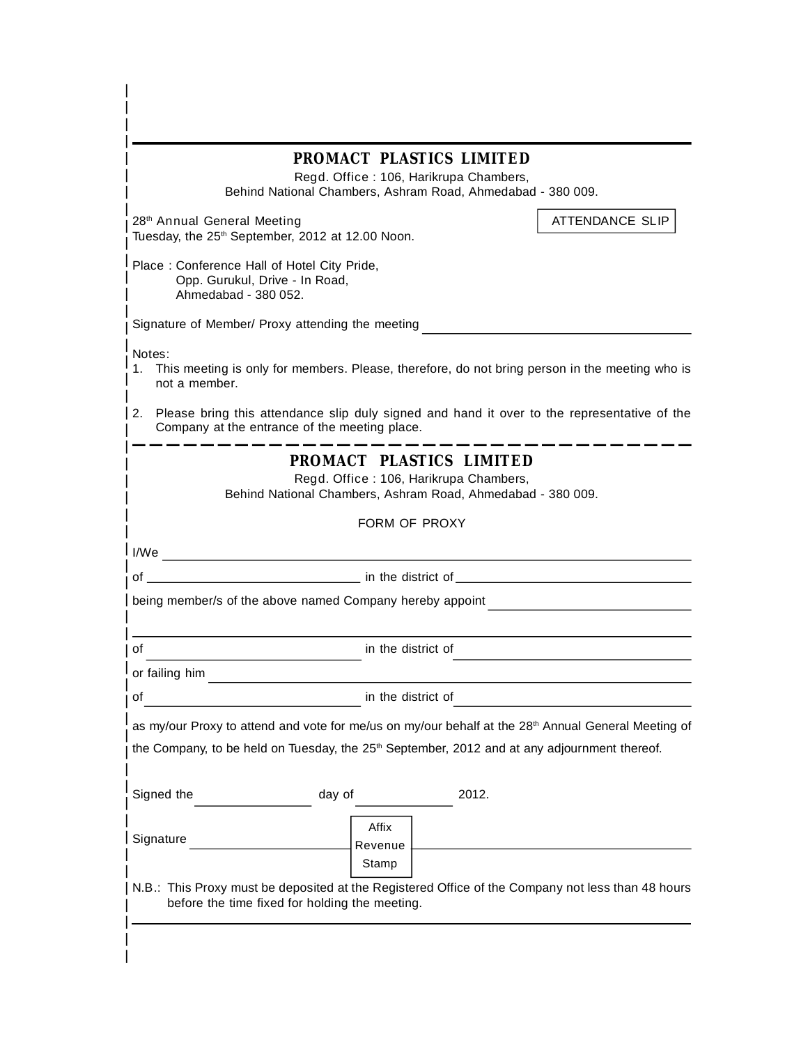## PROMACT PLASTICS LIMITED

Regd. Office : 106, Harikrupa Chambers,
Behind National Chambers, Ashram Road, Ahmedabad - 380 009.

28th Annual General Meeting
Tuesday, the 25th September, 2012 at 12.00 Noon.

**ATTENDANCE SLIP**

Place : Conference Hall of Hotel City Pride,
Opp. Gurukul, Drive - In Road,
Ahmedabad - 380 052.

Signature of Member/ Proxy attending the meeting ____________________

Notes:

1. This meeting is only for members. Please, therefore, do not bring person in the meeting who is not a member.
2. Please bring this attendance slip duly signed and hand it over to the representative of the Company at the entrance of the meeting place.

---

## PROMACT PLASTICS LIMITED

Regd. Office : 106, Harikrupa Chambers,
Behind National Chambers, Ashram Road, Ahmedabad - 380 009.

FORM OF PROXY

I/We ____________________

of ____________________ in the district of ____________________

being member/s of the above named Company hereby appoint ____________________

____________________

of ____________________ in the district of ____________________

or failing him ____________________

of ____________________ in the district of ____________________

as my/our Proxy to attend and vote for me/us on my/our behalf at the 28th Annual General Meeting of the Company, to be held on Tuesday, the 25th September, 2012 and at any adjournment thereof.

Signed the ____________ day of ____________ 2012.

Signature ____________________ [Affix Revenue Stamp] ____________________

N.B.: This Proxy must be deposited at the Registered Office of the Company not less than 48 hours before the time fixed for holding the meeting.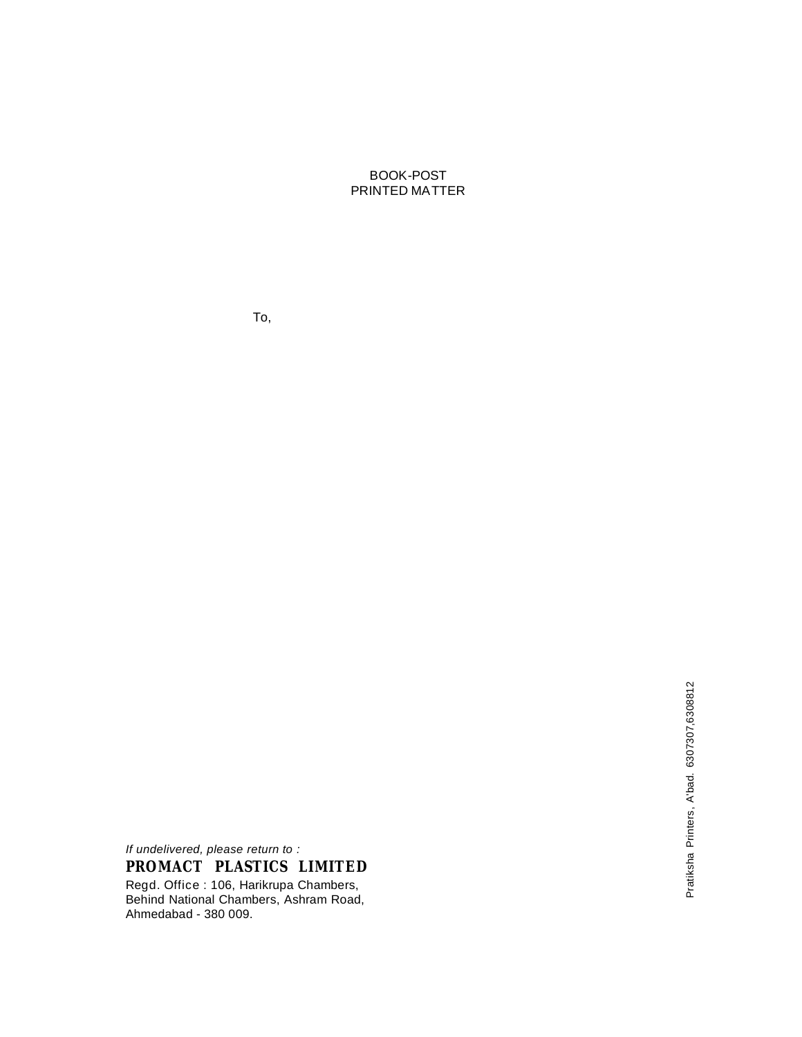BOOK-POST
PRINTED MATTER

To,

*If undelivered, please return to :*

**PROMACT PLASTICS LIMITED**

Regd. Office : 106, Harikrupa Chambers,
Behind National Chambers, Ashram Road,
Ahmedabad - 380 009.

Pratiksha Printers, A'bad. 6307307,6308812